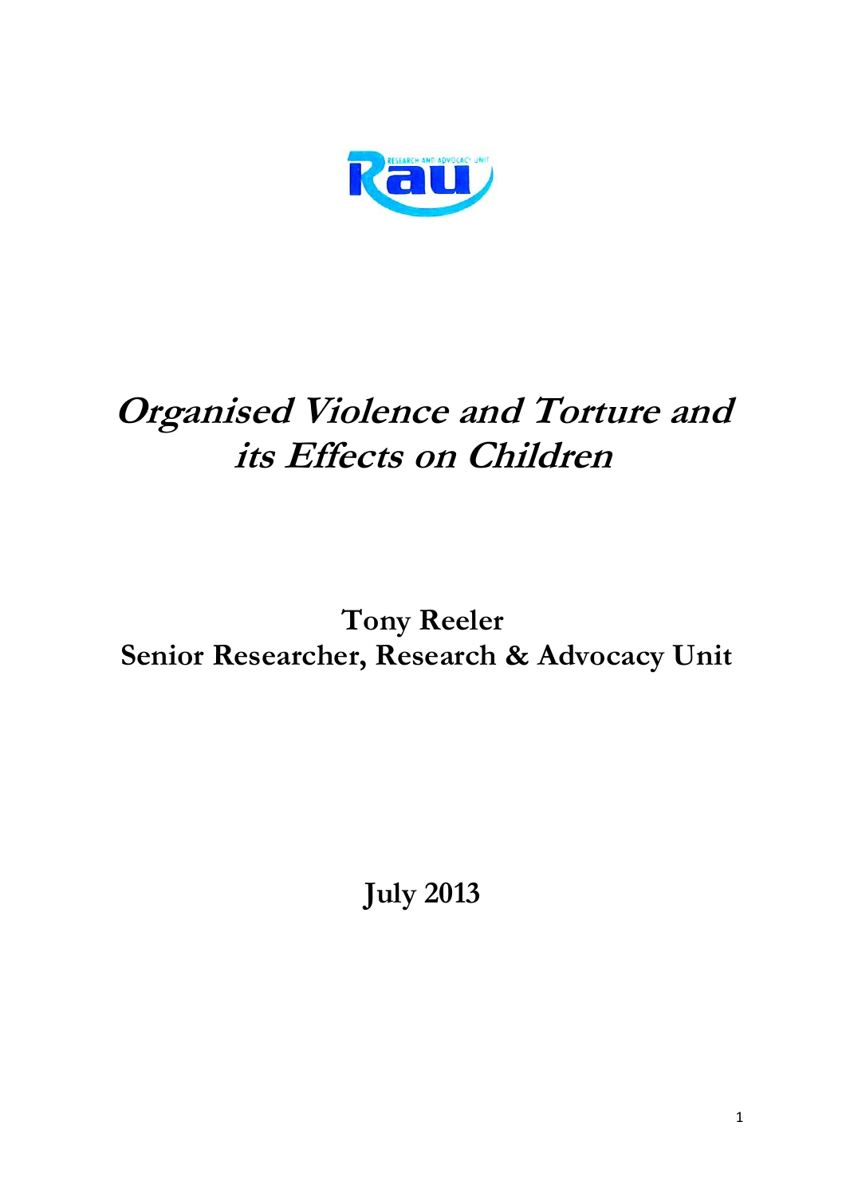# *Organised Violence and Torture and its Effects on Children*

**Tony Reeler**
**Senior Researcher, Research & Advocacy Unit**

**July 2013**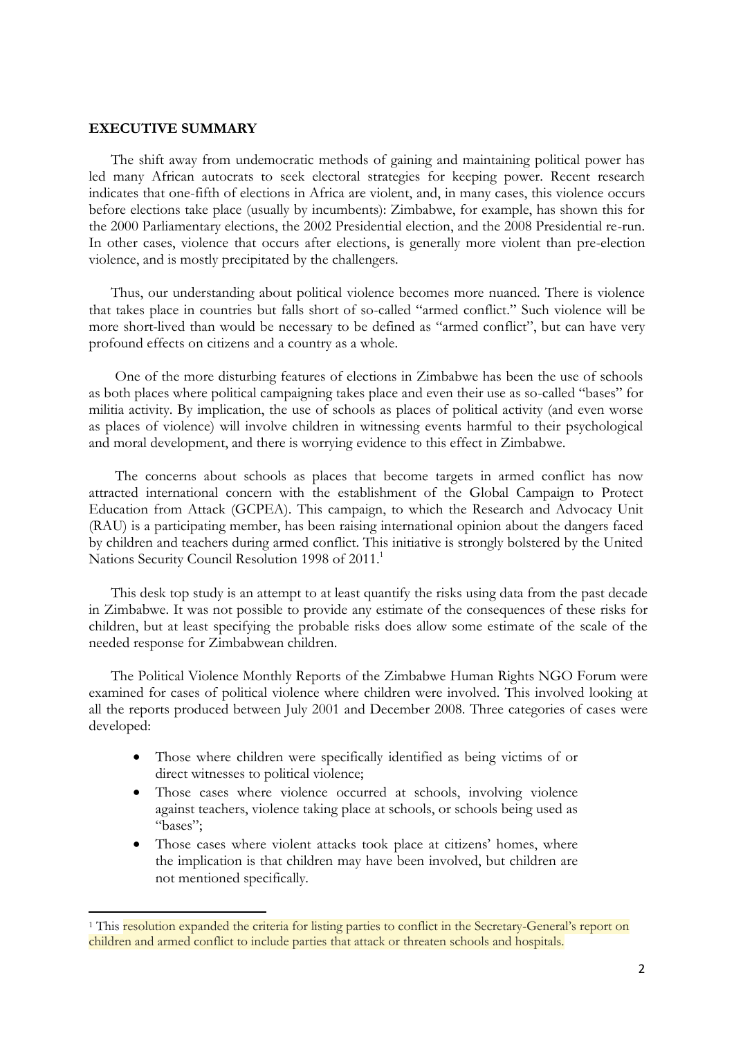## EXECUTIVE SUMMARY

The shift away from undemocratic methods of gaining and maintaining political power has led many African autocrats to seek electoral strategies for keeping power. Recent research indicates that one-fifth of elections in Africa are violent, and, in many cases, this violence occurs before elections take place (usually by incumbents): Zimbabwe, for example, has shown this for the 2000 Parliamentary elections, the 2002 Presidential election, and the 2008 Presidential re-run. In other cases, violence that occurs after elections, is generally more violent than pre-election violence, and is mostly precipitated by the challengers.

Thus, our understanding about political violence becomes more nuanced. There is violence that takes place in countries but falls short of so-called "armed conflict." Such violence will be more short-lived than would be necessary to be defined as "armed conflict", but can have very profound effects on citizens and a country as a whole.

One of the more disturbing features of elections in Zimbabwe has been the use of schools as both places where political campaigning takes place and even their use as so-called "bases" for militia activity. By implication, the use of schools as places of political activity (and even worse as places of violence) will involve children in witnessing events harmful to their psychological and moral development, and there is worrying evidence to this effect in Zimbabwe.

The concerns about schools as places that become targets in armed conflict has now attracted international concern with the establishment of the Global Campaign to Protect Education from Attack (GCPEA). This campaign, to which the Research and Advocacy Unit (RAU) is a participating member, has been raising international opinion about the dangers faced by children and teachers during armed conflict. This initiative is strongly bolstered by the United Nations Security Council Resolution 1998 of 2011.[1]

This desk top study is an attempt to at least quantify the risks using data from the past decade in Zimbabwe. It was not possible to provide any estimate of the consequences of these risks for children, but at least specifying the probable risks does allow some estimate of the scale of the needed response for Zimbabwean children.

The Political Violence Monthly Reports of the Zimbabwe Human Rights NGO Forum were examined for cases of political violence where children were involved. This involved looking at all the reports produced between July 2001 and December 2008. Three categories of cases were developed:

- Those where children were specifically identified as being victims of or direct witnesses to political violence;
- Those cases where violence occurred at schools, involving violence against teachers, violence taking place at schools, or schools being used as "bases";
- Those cases where violent attacks took place at citizens' homes, where the implication is that children may have been involved, but children are not mentioned specifically.

[1] This resolution expanded the criteria for listing parties to conflict in the Secretary-General's report on children and armed conflict to include parties that attack or threaten schools and hospitals.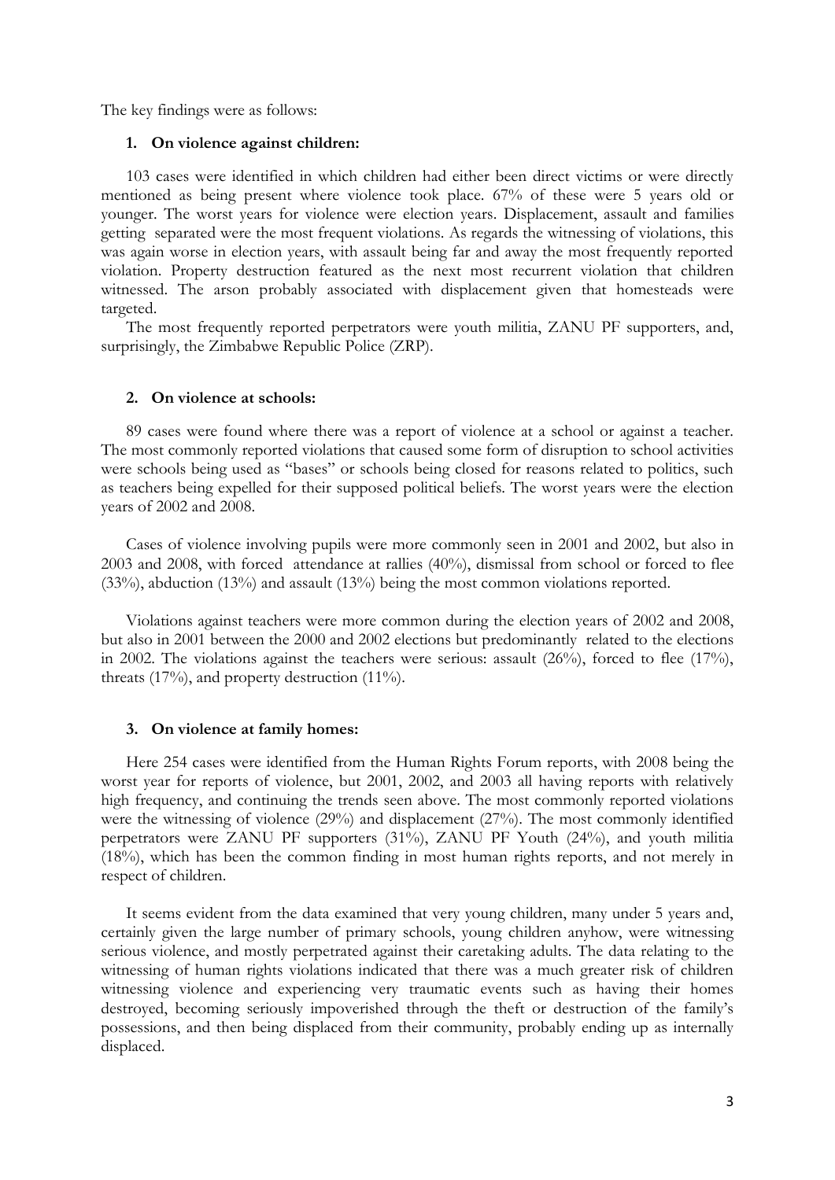The key findings were as follows:

1. **On violence against children:**

103 cases were identified in which children had either been direct victims or were directly mentioned as being present where violence took place. 67% of these were 5 years old or younger. The worst years for violence were election years. Displacement, assault and families getting separated were the most frequent violations. As regards the witnessing of violations, this was again worse in election years, with assault being far and away the most frequently reported violation. Property destruction featured as the next most recurrent violation that children witnessed. The arson probably associated with displacement given that homesteads were targeted.

The most frequently reported perpetrators were youth militia, ZANU PF supporters, and, surprisingly, the Zimbabwe Republic Police (ZRP).

2. **On violence at schools:**

89 cases were found where there was a report of violence at a school or against a teacher. The most commonly reported violations that caused some form of disruption to school activities were schools being used as "bases" or schools being closed for reasons related to politics, such as teachers being expelled for their supposed political beliefs. The worst years were the election years of 2002 and 2008.

Cases of violence involving pupils were more commonly seen in 2001 and 2002, but also in 2003 and 2008, with forced attendance at rallies (40%), dismissal from school or forced to flee (33%), abduction (13%) and assault (13%) being the most common violations reported.

Violations against teachers were more common during the election years of 2002 and 2008, but also in 2001 between the 2000 and 2002 elections but predominantly related to the elections in 2002. The violations against the teachers were serious: assault (26%), forced to flee (17%), threats (17%), and property destruction (11%).

3. **On violence at family homes:**

Here 254 cases were identified from the Human Rights Forum reports, with 2008 being the worst year for reports of violence, but 2001, 2002, and 2003 all having reports with relatively high frequency, and continuing the trends seen above. The most commonly reported violations were the witnessing of violence (29%) and displacement (27%). The most commonly identified perpetrators were ZANU PF supporters (31%), ZANU PF Youth (24%), and youth militia (18%), which has been the common finding in most human rights reports, and not merely in respect of children.

It seems evident from the data examined that very young children, many under 5 years and, certainly given the large number of primary schools, young children anyhow, were witnessing serious violence, and mostly perpetrated against their caretaking adults. The data relating to the witnessing of human rights violations indicated that there was a much greater risk of children witnessing violence and experiencing very traumatic events such as having their homes destroyed, becoming seriously impoverished through the theft or destruction of the family's possessions, and then being displaced from their community, probably ending up as internally displaced.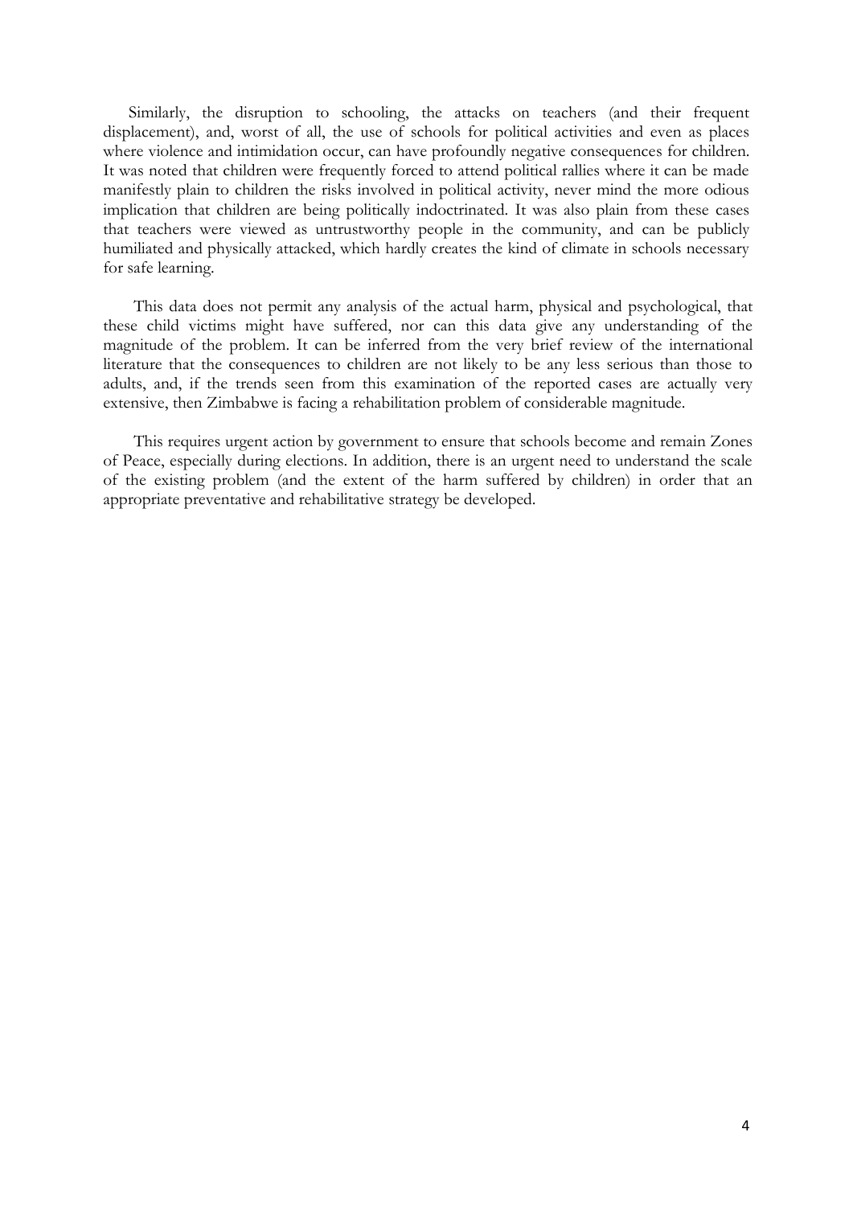Similarly, the disruption to schooling, the attacks on teachers (and their frequent displacement), and, worst of all, the use of schools for political activities and even as places where violence and intimidation occur, can have profoundly negative consequences for children. It was noted that children were frequently forced to attend political rallies where it can be made manifestly plain to children the risks involved in political activity, never mind the more odious implication that children are being politically indoctrinated. It was also plain from these cases that teachers were viewed as untrustworthy people in the community, and can be publicly humiliated and physically attacked, which hardly creates the kind of climate in schools necessary for safe learning.

This data does not permit any analysis of the actual harm, physical and psychological, that these child victims might have suffered, nor can this data give any understanding of the magnitude of the problem. It can be inferred from the very brief review of the international literature that the consequences to children are not likely to be any less serious than those to adults, and, if the trends seen from this examination of the reported cases are actually very extensive, then Zimbabwe is facing a rehabilitation problem of considerable magnitude.

This requires urgent action by government to ensure that schools become and remain Zones of Peace, especially during elections. In addition, there is an urgent need to understand the scale of the existing problem (and the extent of the harm suffered by children) in order that an appropriate preventative and rehabilitative strategy be developed.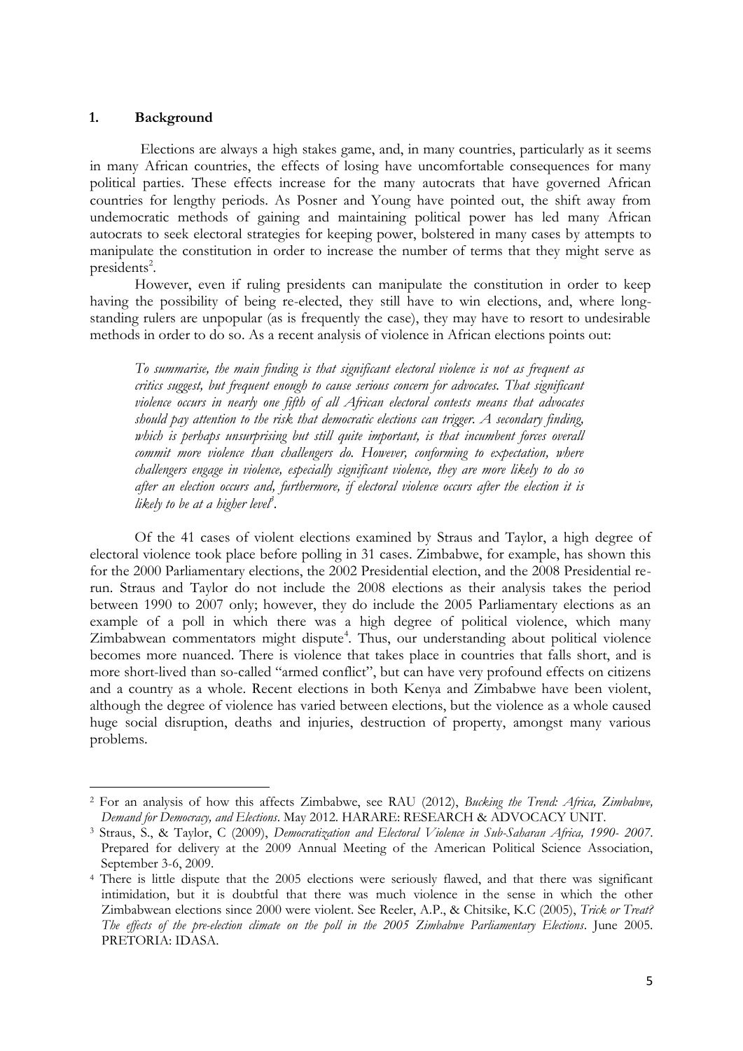## 1. Background

Elections are always a high stakes game, and, in many countries, particularly as it seems in many African countries, the effects of losing have uncomfortable consequences for many political parties. These effects increase for the many autocrats that have governed African countries for lengthy periods. As Posner and Young have pointed out, the shift away from undemocratic methods of gaining and maintaining political power has led many African autocrats to seek electoral strategies for keeping power, bolstered in many cases by attempts to manipulate the constitution in order to increase the number of terms that they might serve as presidents[2].

However, even if ruling presidents can manipulate the constitution in order to keep having the possibility of being re-elected, they still have to win elections, and, where long-standing rulers are unpopular (as is frequently the case), they may have to resort to undesirable methods in order to do so. As a recent analysis of violence in African elections points out:

> *To summarise, the main finding is that significant electoral violence is not as frequent as critics suggest, but frequent enough to cause serious concern for advocates. That significant violence occurs in nearly one fifth of all African electoral contests means that advocates should pay attention to the risk that democratic elections can trigger. A secondary finding, which is perhaps unsurprising but still quite important, is that incumbent forces overall commit more violence than challengers do. However, conforming to expectation, where challengers engage in violence, especially significant violence, they are more likely to do so after an election occurs and, furthermore, if electoral violence occurs after the election it is likely to be at a higher level*[3].

Of the 41 cases of violent elections examined by Straus and Taylor, a high degree of electoral violence took place before polling in 31 cases. Zimbabwe, for example, has shown this for the 2000 Parliamentary elections, the 2002 Presidential election, and the 2008 Presidential re-run. Straus and Taylor do not include the 2008 elections as their analysis takes the period between 1990 to 2007 only; however, they do include the 2005 Parliamentary elections as an example of a poll in which there was a high degree of political violence, which many Zimbabwean commentators might dispute[4]. Thus, our understanding about political violence becomes more nuanced. There is violence that takes place in countries that falls short, and is more short-lived than so-called "armed conflict", but can have very profound effects on citizens and a country as a whole. Recent elections in both Kenya and Zimbabwe have been violent, although the degree of violence has varied between elections, but the violence as a whole caused huge social disruption, deaths and injuries, destruction of property, amongst many various problems.

---

[2] For an analysis of how this affects Zimbabwe, see RAU (2012), *Bucking the Trend: Africa, Zimbabwe, Demand for Democracy, and Elections*. May 2012. HARARE: RESEARCH & ADVOCACY UNIT.

[3] Straus, S., & Taylor, C (2009), *Democratization and Electoral Violence in Sub-Saharan Africa, 1990- 2007*. Prepared for delivery at the 2009 Annual Meeting of the American Political Science Association, September 3-6, 2009.

[4] There is little dispute that the 2005 elections were seriously flawed, and that there was significant intimidation, but it is doubtful that there was much violence in the sense in which the other Zimbabwean elections since 2000 were violent. See Reeler, A.P., & Chitsike, K.C (2005), *Trick or Treat? The effects of the pre-election climate on the poll in the 2005 Zimbabwe Parliamentary Elections*. June 2005. PRETORIA: IDASA.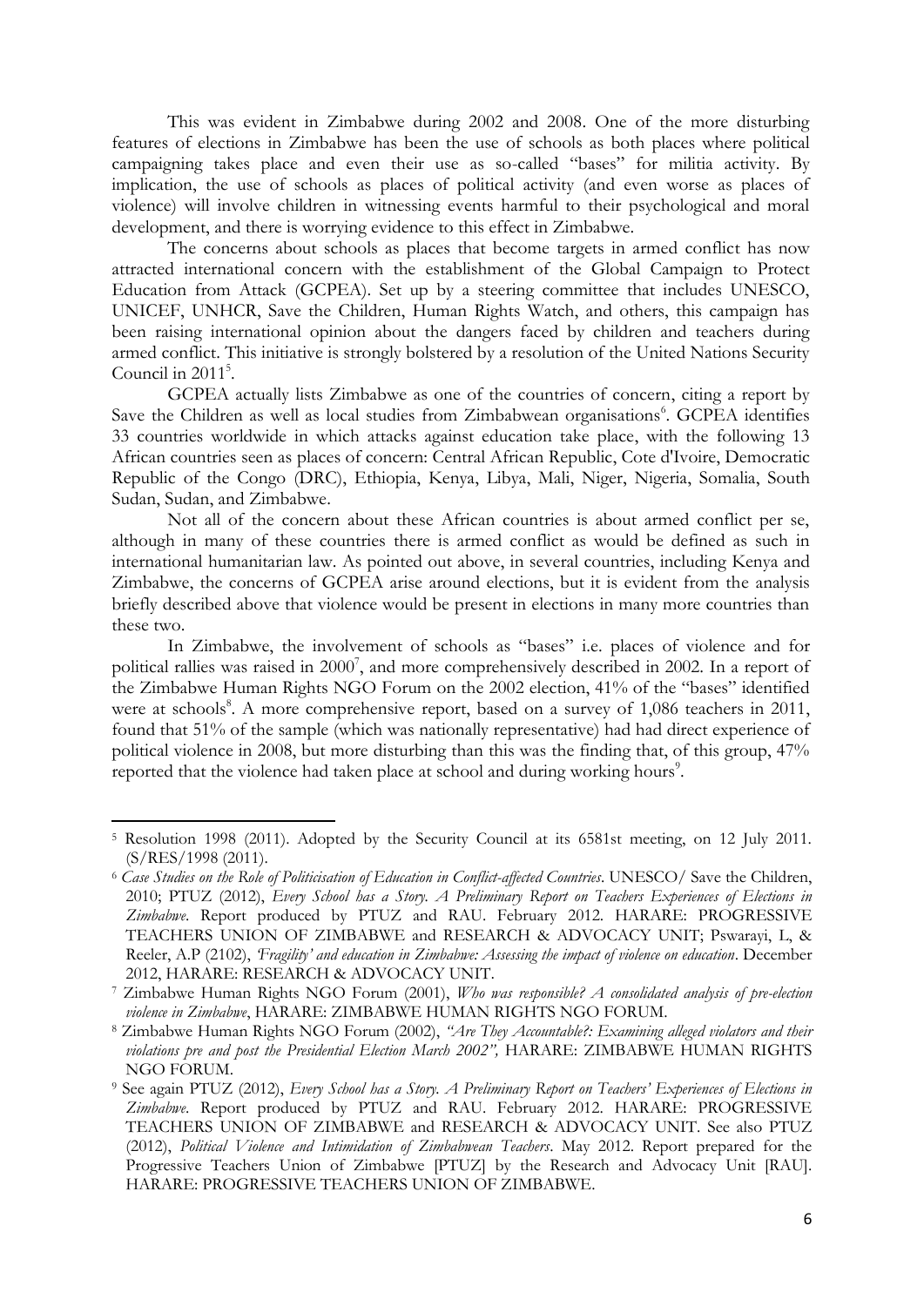This was evident in Zimbabwe during 2002 and 2008. One of the more disturbing features of elections in Zimbabwe has been the use of schools as both places where political campaigning takes place and even their use as so-called "bases" for militia activity. By implication, the use of schools as places of political activity (and even worse as places of violence) will involve children in witnessing events harmful to their psychological and moral development, and there is worrying evidence to this effect in Zimbabwe.

The concerns about schools as places that become targets in armed conflict has now attracted international concern with the establishment of the Global Campaign to Protect Education from Attack (GCPEA). Set up by a steering committee that includes UNESCO, UNICEF, UNHCR, Save the Children, Human Rights Watch, and others, this campaign has been raising international opinion about the dangers faced by children and teachers during armed conflict. This initiative is strongly bolstered by a resolution of the United Nations Security Council in 2011[5].

GCPEA actually lists Zimbabwe as one of the countries of concern, citing a report by Save the Children as well as local studies from Zimbabwean organisations[6]. GCPEA identifies 33 countries worldwide in which attacks against education take place, with the following 13 African countries seen as places of concern: Central African Republic, Cote d'Ivoire, Democratic Republic of the Congo (DRC), Ethiopia, Kenya, Libya, Mali, Niger, Nigeria, Somalia, South Sudan, Sudan, and Zimbabwe.

Not all of the concern about these African countries is about armed conflict per se, although in many of these countries there is armed conflict as would be defined as such in international humanitarian law. As pointed out above, in several countries, including Kenya and Zimbabwe, the concerns of GCPEA arise around elections, but it is evident from the analysis briefly described above that violence would be present in elections in many more countries than these two.

In Zimbabwe, the involvement of schools as "bases" i.e. places of violence and for political rallies was raised in 2000[7], and more comprehensively described in 2002. In a report of the Zimbabwe Human Rights NGO Forum on the 2002 election, 41% of the "bases" identified were at schools[8]. A more comprehensive report, based on a survey of 1,086 teachers in 2011, found that 51% of the sample (which was nationally representative) had had direct experience of political violence in 2008, but more disturbing than this was the finding that, of this group, 47% reported that the violence had taken place at school and during working hours[9].

---

[5] Resolution 1998 (2011). Adopted by the Security Council at its 6581st meeting, on 12 July 2011. (S/RES/1998 (2011).

[6] *Case Studies on the Role of Politicisation of Education in Conflict-affected Countries*. UNESCO/ Save the Children, 2010; PTUZ (2012), *Every School has a Story. A Preliminary Report on Teachers Experiences of Elections in Zimbabwe*. Report produced by PTUZ and RAU. February 2012. HARARE: PROGRESSIVE TEACHERS UNION OF ZIMBABWE and RESEARCH & ADVOCACY UNIT; Pswarayi, L, & Reeler, A.P (2102), *'Fragility' and education in Zimbabwe: Assessing the impact of violence on education*. December 2012, HARARE: RESEARCH & ADVOCACY UNIT.

[7] Zimbabwe Human Rights NGO Forum (2001), *Who was responsible? A consolidated analysis of pre-election violence in Zimbabwe*, HARARE: ZIMBABWE HUMAN RIGHTS NGO FORUM.

[8] Zimbabwe Human Rights NGO Forum (2002), *"Are They Accountable?: Examining alleged violators and their violations pre and post the Presidential Election March 2002"*, HARARE: ZIMBABWE HUMAN RIGHTS NGO FORUM.

[9] See again PTUZ (2012), *Every School has a Story. A Preliminary Report on Teachers' Experiences of Elections in Zimbabwe*. Report produced by PTUZ and RAU. February 2012. HARARE: PROGRESSIVE TEACHERS UNION OF ZIMBABWE and RESEARCH & ADVOCACY UNIT. See also PTUZ (2012), *Political Violence and Intimidation of Zimbabwean Teachers*. May 2012. Report prepared for the Progressive Teachers Union of Zimbabwe [PTUZ] by the Research and Advocacy Unit [RAU]. HARARE: PROGRESSIVE TEACHERS UNION OF ZIMBABWE.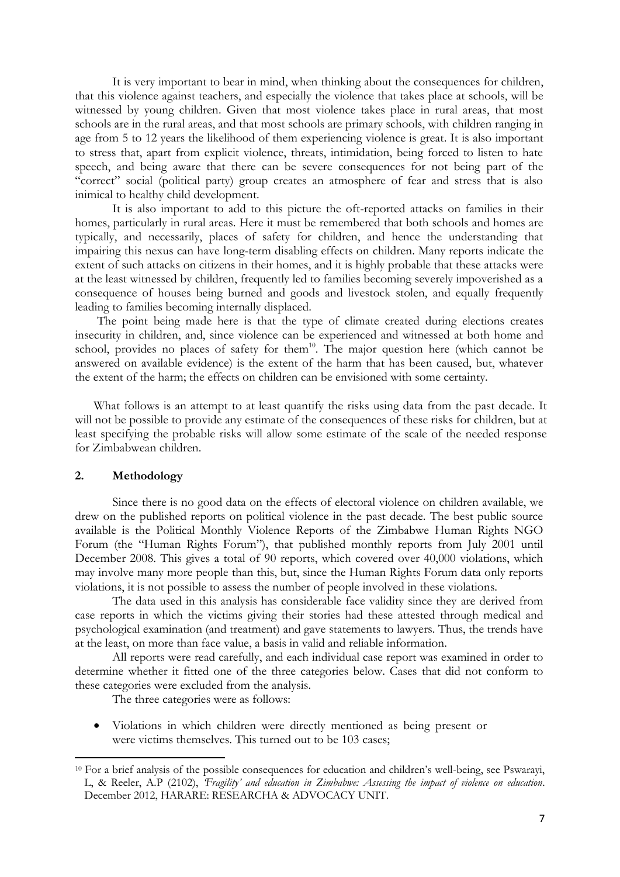It is very important to bear in mind, when thinking about the consequences for children, that this violence against teachers, and especially the violence that takes place at schools, will be witnessed by young children. Given that most violence takes place in rural areas, that most schools are in the rural areas, and that most schools are primary schools, with children ranging in age from 5 to 12 years the likelihood of them experiencing violence is great. It is also important to stress that, apart from explicit violence, threats, intimidation, being forced to listen to hate speech, and being aware that there can be severe consequences for not being part of the "correct" social (political party) group creates an atmosphere of fear and stress that is also inimical to healthy child development.

It is also important to add to this picture the oft-reported attacks on families in their homes, particularly in rural areas. Here it must be remembered that both schools and homes are typically, and necessarily, places of safety for children, and hence the understanding that impairing this nexus can have long-term disabling effects on children. Many reports indicate the extent of such attacks on citizens in their homes, and it is highly probable that these attacks were at the least witnessed by children, frequently led to families becoming severely impoverished as a consequence of houses being burned and goods and livestock stolen, and equally frequently leading to families becoming internally displaced.

The point being made here is that the type of climate created during elections creates insecurity in children, and, since violence can be experienced and witnessed at both home and school, provides no places of safety for them[10]. The major question here (which cannot be answered on available evidence) is the extent of the harm that has been caused, but, whatever the extent of the harm; the effects on children can be envisioned with some certainty.

What follows is an attempt to at least quantify the risks using data from the past decade. It will not be possible to provide any estimate of the consequences of these risks for children, but at least specifying the probable risks will allow some estimate of the scale of the needed response for Zimbabwean children.

## 2. Methodology

Since there is no good data on the effects of electoral violence on children available, we drew on the published reports on political violence in the past decade. The best public source available is the Political Monthly Violence Reports of the Zimbabwe Human Rights NGO Forum (the "Human Rights Forum"), that published monthly reports from July 2001 until December 2008. This gives a total of 90 reports, which covered over 40,000 violations, which may involve many more people than this, but, since the Human Rights Forum data only reports violations, it is not possible to assess the number of people involved in these violations.

The data used in this analysis has considerable face validity since they are derived from case reports in which the victims giving their stories had these attested through medical and psychological examination (and treatment) and gave statements to lawyers. Thus, the trends have at the least, on more than face value, a basis in valid and reliable information.

All reports were read carefully, and each individual case report was examined in order to determine whether it fitted one of the three categories below. Cases that did not conform to these categories were excluded from the analysis.

The three categories were as follows:

- Violations in which children were directly mentioned as being present or were victims themselves. This turned out to be 103 cases;

---

[10] For a brief analysis of the possible consequences for education and children's well-being, see Pswarayi, L, & Reeler, A.P (2102), *'Fragility' and education in Zimbabwe: Assessing the impact of violence on education*. December 2012, HARARE: RESEARCHA & ADVOCACY UNIT.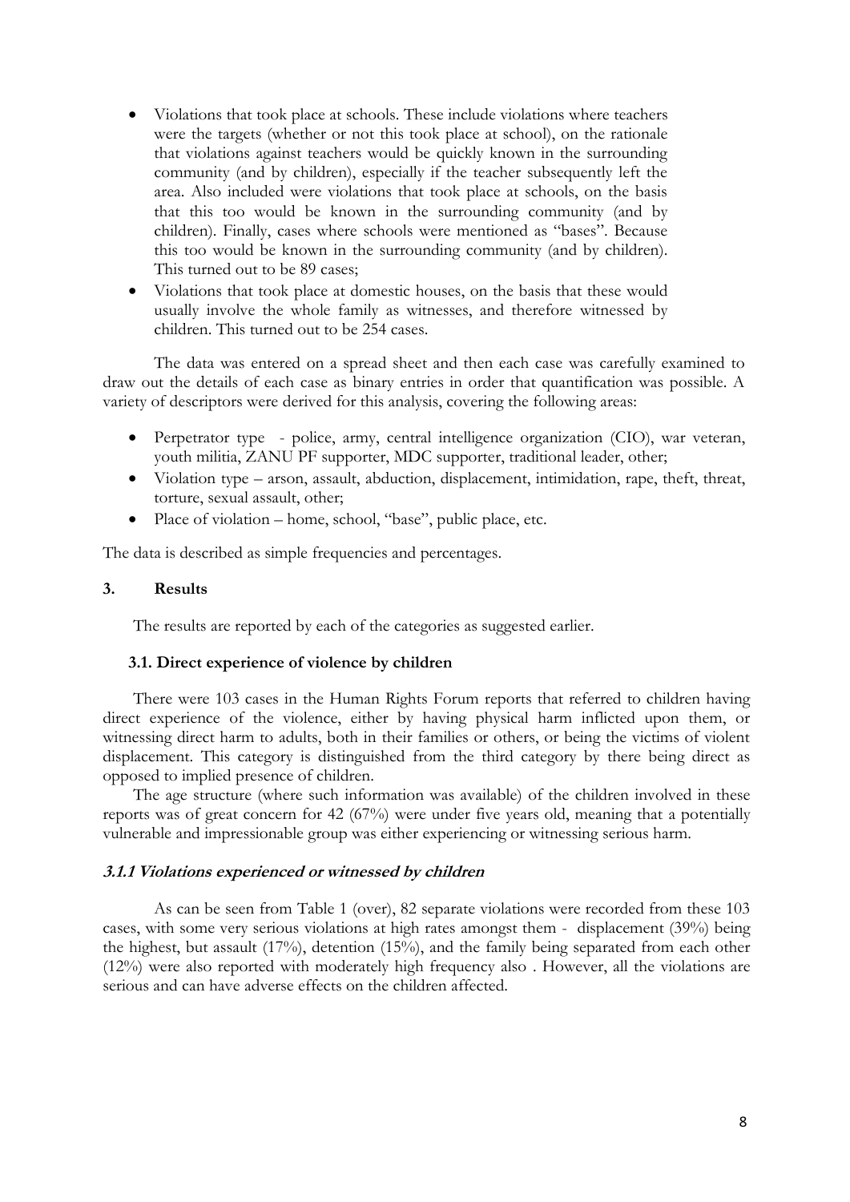- Violations that took place at schools. These include violations where teachers were the targets (whether or not this took place at school), on the rationale that violations against teachers would be quickly known in the surrounding community (and by children), especially if the teacher subsequently left the area. Also included were violations that took place at schools, on the basis that this too would be known in the surrounding community (and by children). Finally, cases where schools were mentioned as "bases". Because this too would be known in the surrounding community (and by children). This turned out to be 89 cases;
- Violations that took place at domestic houses, on the basis that these would usually involve the whole family as witnesses, and therefore witnessed by children. This turned out to be 254 cases.

The data was entered on a spread sheet and then each case was carefully examined to draw out the details of each case as binary entries in order that quantification was possible. A variety of descriptors were derived for this analysis, covering the following areas:

- Perpetrator type - police, army, central intelligence organization (CIO), war veteran, youth militia, ZANU PF supporter, MDC supporter, traditional leader, other;
- Violation type – arson, assault, abduction, displacement, intimidation, rape, theft, threat, torture, sexual assault, other;
- Place of violation – home, school, "base", public place, etc.

The data is described as simple frequencies and percentages.

## 3. Results

The results are reported by each of the categories as suggested earlier.

### 3.1. Direct experience of violence by children

There were 103 cases in the Human Rights Forum reports that referred to children having direct experience of the violence, either by having physical harm inflicted upon them, or witnessing direct harm to adults, both in their families or others, or being the victims of violent displacement. This category is distinguished from the third category by there being direct as opposed to implied presence of children.

The age structure (where such information was available) of the children involved in these reports was of great concern for 42 (67%) were under five years old, meaning that a potentially vulnerable and impressionable group was either experiencing or witnessing serious harm.

#### *3.1.1 Violations experienced or witnessed by children*

As can be seen from Table 1 (over), 82 separate violations were recorded from these 103 cases, with some very serious violations at high rates amongst them - displacement (39%) being the highest, but assault (17%), detention (15%), and the family being separated from each other (12%) were also reported with moderately high frequency also . However, all the violations are serious and can have adverse effects on the children affected.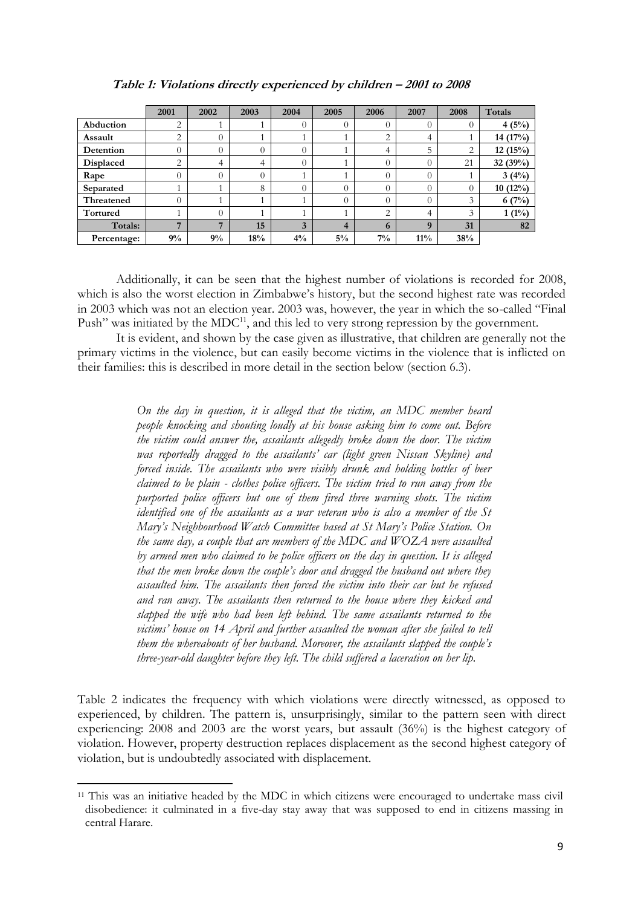**Table 1: Violations directly experienced by children – 2001 to 2008**

| | 2001 | 2002 | 2003 | 2004 | 2005 | 2006 | 2007 | 2008 | Totals |
|---|---|---|---|---|---|---|---|---|---|
| **Abduction** | 2 | 1 | 1 | 0 | 0 | 0 | 0 | 0 | **4 (5%)** |
| **Assault** | 2 | 0 | 1 | 1 | 1 | 2 | 4 | 1 | **14 (17%)** |
| **Detention** | 0 | 0 | 0 | 0 | 1 | 4 | 5 | 2 | **12 (15%)** |
| **Displaced** | 2 | 4 | 4 | 0 | 1 | 0 | 0 | 21 | **32 (39%)** |
| **Rape** | 0 | 0 | 0 | 1 | 1 | 0 | 0 | 1 | **3 (4%)** |
| **Separated** | 1 | 1 | 8 | 0 | 0 | 0 | 0 | 0 | **10 (12%)** |
| **Threatened** | 0 | 1 | 1 | 1 | 0 | 0 | 0 | 3 | **6 (7%)** |
| **Tortured** | 1 | 0 | 1 | 1 | 1 | 2 | 4 | 3 | **1 (1%)** |
| **Totals:** | **7** | **7** | **15** | **3** | **4** | **6** | **9** | **31** | **82** |
| **Percentage:** | **9%** | **9%** | **18%** | **4%** | **5%** | **7%** | **11%** | **38%** | |

Additionally, it can be seen that the highest number of violations is recorded for 2008, which is also the worst election in Zimbabwe's history, but the second highest rate was recorded in 2003 which was not an election year. 2003 was, however, the year in which the so-called "Final Push" was initiated by the MDC[11], and this led to very strong repression by the government.

It is evident, and shown by the case given as illustrative, that children are generally not the primary victims in the violence, but can easily become victims in the violence that is inflicted on their families: this is described in more detail in the section below (section 6.3).

> *On the day in question, it is alleged that the victim, an MDC member heard people knocking and shouting loudly at his house asking him to come out. Before the victim could answer the, assailants allegedly broke down the door. The victim was reportedly dragged to the assailants' car (light green Nissan Skyline) and forced inside. The assailants who were visibly drunk and holding bottles of beer claimed to be plain - clothes police officers. The victim tried to run away from the purported police officers but one of them fired three warning shots. The victim identified one of the assailants as a war veteran who is also a member of the St Mary's Neighbourhood Watch Committee based at St Mary's Police Station. On the same day, a couple that are members of the MDC and WOZA were assaulted by armed men who claimed to be police officers on the day in question. It is alleged that the men broke down the couple's door and dragged the husband out where they assaulted him. The assailants then forced the victim into their car but he refused and ran away. The assailants then returned to the house where they kicked and slapped the wife who had been left behind. The same assailants returned to the victims' house on 14 April and further assaulted the woman after she failed to tell them the whereabouts of her husband. Moreover, the assailants slapped the couple's three-year-old daughter before they left. The child suffered a laceration on her lip.*

Table 2 indicates the frequency with which violations were directly witnessed, as opposed to experienced, by children. The pattern is, unsurprisingly, similar to the pattern seen with direct experiencing: 2008 and 2003 are the worst years, but assault (36%) is the highest category of violation. However, property destruction replaces displacement as the second highest category of violation, but is undoubtedly associated with displacement.

[11] This was an initiative headed by the MDC in which citizens were encouraged to undertake mass civil disobedience: it culminated in a five-day stay away that was supposed to end in citizens massing in central Harare.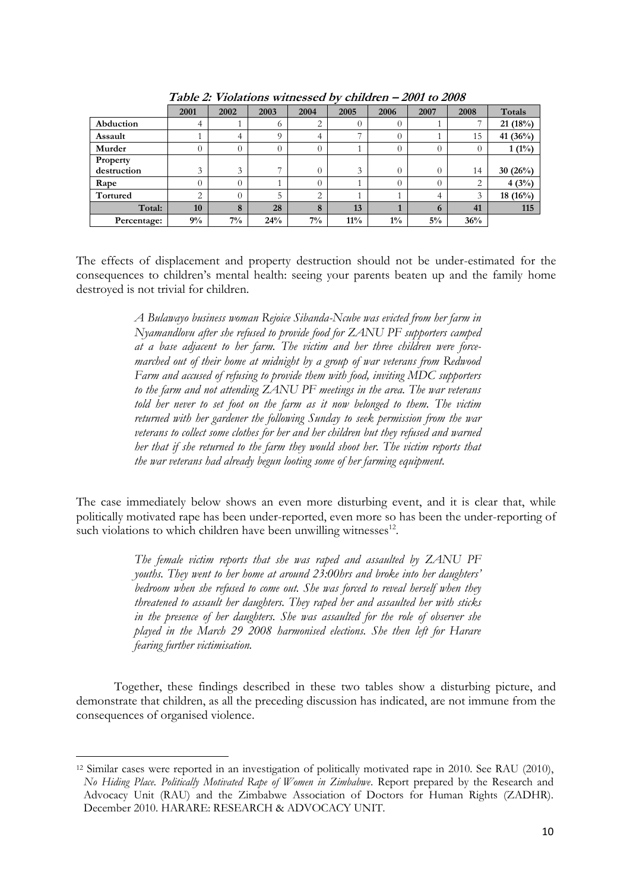**Table 2: Violations witnessed by children – 2001 to 2008**

| | 2001 | 2002 | 2003 | 2004 | 2005 | 2006 | 2007 | 2008 | Totals |
|---|---|---|---|---|---|---|---|---|---|
| **Abduction** | 4 | 1 | 6 | 2 | 0 | 0 | 1 | 7 | **21 (18%)** |
| **Assault** | 1 | 4 | 9 | 4 | 7 | 0 | 1 | 15 | **41 (36%)** |
| **Murder** | 0 | 0 | 0 | 0 | 1 | 0 | 0 | 0 | **1 (1%)** |
| **Property destruction** | 3 | 3 | 7 | 0 | 3 | 0 | 0 | 14 | **30 (26%)** |
| **Rape** | 0 | 0 | 1 | 0 | 1 | 0 | 0 | 2 | **4 (3%)** |
| **Tortured** | 2 | 0 | 5 | 2 | 1 | 1 | 4 | 3 | **18 (16%)** |
| **Total:** | **10** | **8** | **28** | **8** | **13** | **1** | **6** | **41** | **115** |
| **Percentage:** | **9%** | **7%** | **24%** | **7%** | **11%** | **1%** | **5%** | **36%** | |

The effects of displacement and property destruction should not be under-estimated for the consequences to children's mental health: seeing your parents beaten up and the family home destroyed is not trivial for children.

> *A Bulawayo business woman Rejoice Sibanda-Ncube was evicted from her farm in Nyamandlovu after she refused to provide food for ZANU PF supporters camped at a base adjacent to her farm. The victim and her three children were force-marched out of their home at midnight by a group of war veterans from Redwood Farm and accused of refusing to provide them with food, inviting MDC supporters to the farm and not attending ZANU PF meetings in the area. The war veterans told her never to set foot on the farm as it now belonged to them. The victim returned with her gardener the following Sunday to seek permission from the war veterans to collect some clothes for her and her children but they refused and warned her that if she returned to the farm they would shoot her. The victim reports that the war veterans had already begun looting some of her farming equipment.*

The case immediately below shows an even more disturbing event, and it is clear that, while politically motivated rape has been under-reported, even more so has been the under-reporting of such violations to which children have been unwilling witnesses[12].

> *The female victim reports that she was raped and assaulted by ZANU PF youths. They went to her home at around 23:00hrs and broke into her daughters' bedroom when she refused to come out. She was forced to reveal herself when they threatened to assault her daughters. They raped her and assaulted her with sticks in the presence of her daughters. She was assaulted for the role of observer she played in the March 29 2008 harmonised elections. She then left for Harare fearing further victimisation.*

Together, these findings described in these two tables show a disturbing picture, and demonstrate that children, as all the preceding discussion has indicated, are not immune from the consequences of organised violence.

[12] Similar cases were reported in an investigation of politically motivated rape in 2010. See RAU (2010), *No Hiding Place. Politically Motivated Rape of Women in Zimbabwe*. Report prepared by the Research and Advocacy Unit (RAU) and the Zimbabwe Association of Doctors for Human Rights (ZADHR). December 2010. HARARE: RESEARCH & ADVOCACY UNIT.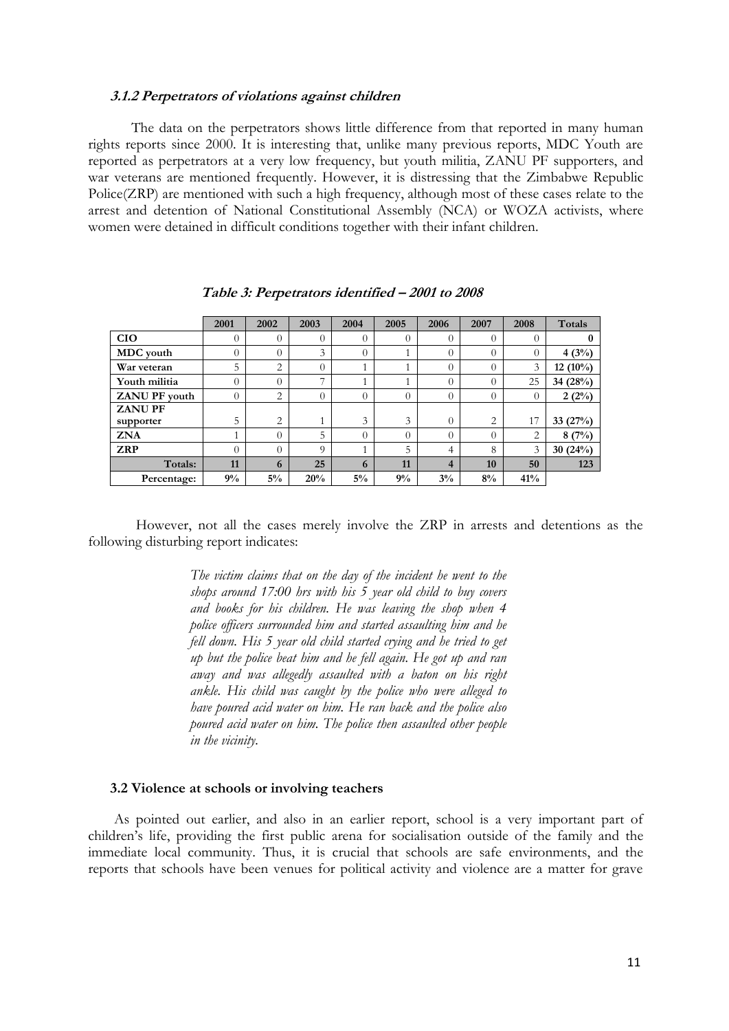#### *3.1.2 Perpetrators of violations against children*

The data on the perpetrators shows little difference from that reported in many human rights reports since 2000. It is interesting that, unlike many previous reports, MDC Youth are reported as perpetrators at a very low frequency, but youth militia, ZANU PF supporters, and war veterans are mentioned frequently. However, it is distressing that the Zimbabwe Republic Police(ZRP) are mentioned with such a high frequency, although most of these cases relate to the arrest and detention of National Constitutional Assembly (NCA) or WOZA activists, where women were detained in difficult conditions together with their infant children.

***Table 3: Perpetrators identified – 2001 to 2008***

| | 2001 | 2002 | 2003 | 2004 | 2005 | 2006 | 2007 | 2008 | Totals |
|---|---|---|---|---|---|---|---|---|---|
| **CIO** | 0 | 0 | 0 | 0 | 0 | 0 | 0 | 0 | **0** |
| **MDC youth** | 0 | 0 | 3 | 0 | 1 | 0 | 0 | 0 | **4 (3%)** |
| **War veteran** | 5 | 2 | 0 | 1 | 1 | 0 | 0 | 3 | **12 (10%)** |
| **Youth militia** | 0 | 0 | 7 | 1 | 1 | 0 | 0 | 25 | **34 (28%)** |
| **ZANU PF youth** | 0 | 2 | 0 | 0 | 0 | 0 | 0 | 0 | **2 (2%)** |
| **ZANU PF supporter** | 5 | 2 | 1 | 3 | 3 | 0 | 2 | 17 | **33 (27%)** |
| **ZNA** | 1 | 0 | 5 | 0 | 0 | 0 | 0 | 2 | **8 (7%)** |
| **ZRP** | 0 | 0 | 9 | 1 | 5 | 4 | 8 | 3 | **30 (24%)** |
| **Totals:** | **11** | **6** | **25** | **6** | **11** | **4** | **10** | **50** | **123** |
| **Percentage:** | **9%** | **5%** | **20%** | **5%** | **9%** | **3%** | **8%** | **41%** | |

However, not all the cases merely involve the ZRP in arrests and detentions as the following disturbing report indicates:

> *The victim claims that on the day of the incident he went to the shops around 17:00 hrs with his 5 year old child to buy covers and books for his children. He was leaving the shop when 4 police officers surrounded him and started assaulting him and he fell down. His 5 year old child started crying and he tried to get up but the police beat him and he fell again. He got up and ran away and was allegedly assaulted with a baton on his right ankle. His child was caught by the police who were alleged to have poured acid water on him. He ran back and the police also poured acid water on him. The police then assaulted other people in the vicinity.*

### 3.2 Violence at schools or involving teachers

As pointed out earlier, and also in an earlier report, school is a very important part of children's life, providing the first public arena for socialisation outside of the family and the immediate local community. Thus, it is crucial that schools are safe environments, and the reports that schools have been venues for political activity and violence are a matter for grave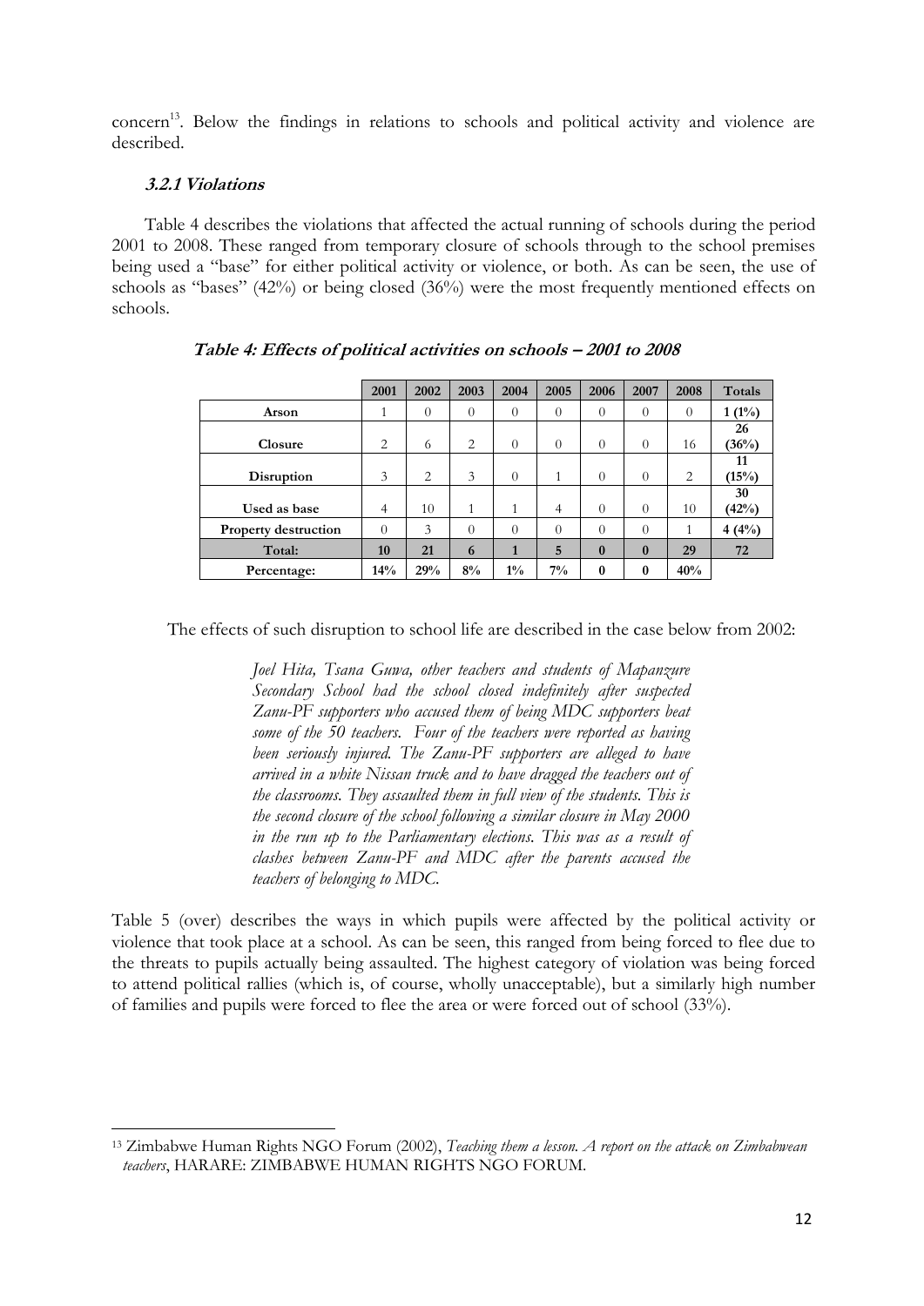concern[13]. Below the findings in relations to schools and political activity and violence are described.

### *3.2.1 Violations*

Table 4 describes the violations that affected the actual running of schools during the period 2001 to 2008. These ranged from temporary closure of schools through to the school premises being used a "base" for either political activity or violence, or both. As can be seen, the use of schools as "bases" (42%) or being closed (36%) were the most frequently mentioned effects on schools.

**Table 4: Effects of political activities on schools – 2001 to 2008**

| | 2001 | 2002 | 2003 | 2004 | 2005 | 2006 | 2007 | 2008 | Totals |
|---|---|---|---|---|---|---|---|---|---|
| **Arson** | 1 | 0 | 0 | 0 | 0 | 0 | 0 | 0 | **1 (1%)** |
| **Closure** | 2 | 6 | 2 | 0 | 0 | 0 | 0 | 16 | **26 (36%)** |
| **Disruption** | 3 | 2 | 3 | 0 | 1 | 0 | 0 | 2 | **11 (15%)** |
| **Used as base** | 4 | 10 | 1 | 1 | 4 | 0 | 0 | 10 | **30 (42%)** |
| **Property destruction** | 0 | 3 | 0 | 0 | 0 | 0 | 0 | 1 | **4 (4%)** |
| **Total:** | **10** | **21** | **6** | **1** | **5** | **0** | **0** | **29** | **72** |
| **Percentage:** | **14%** | **29%** | **8%** | **1%** | **7%** | **0** | **0** | **40%** | |

The effects of such disruption to school life are described in the case below from 2002:

> *Joel Hita, Tsana Guwa, other teachers and students of Mapanzure Secondary School had the school closed indefinitely after suspected Zanu-PF supporters who accused them of being MDC supporters beat some of the 50 teachers. Four of the teachers were reported as having been seriously injured. The Zanu-PF supporters are alleged to have arrived in a white Nissan truck and to have dragged the teachers out of the classrooms. They assaulted them in full view of the students. This is the second closure of the school following a similar closure in May 2000 in the run up to the Parliamentary elections. This was as a result of clashes between Zanu-PF and MDC after the parents accused the teachers of belonging to MDC.*

Table 5 (over) describes the ways in which pupils were affected by the political activity or violence that took place at a school. As can be seen, this ranged from being forced to flee due to the threats to pupils actually being assaulted. The highest category of violation was being forced to attend political rallies (which is, of course, wholly unacceptable), but a similarly high number of families and pupils were forced to flee the area or were forced out of school (33%).

---

[13] Zimbabwe Human Rights NGO Forum (2002), *Teaching them a lesson. A report on the attack on Zimbabwean teachers*, HARARE: ZIMBABWE HUMAN RIGHTS NGO FORUM.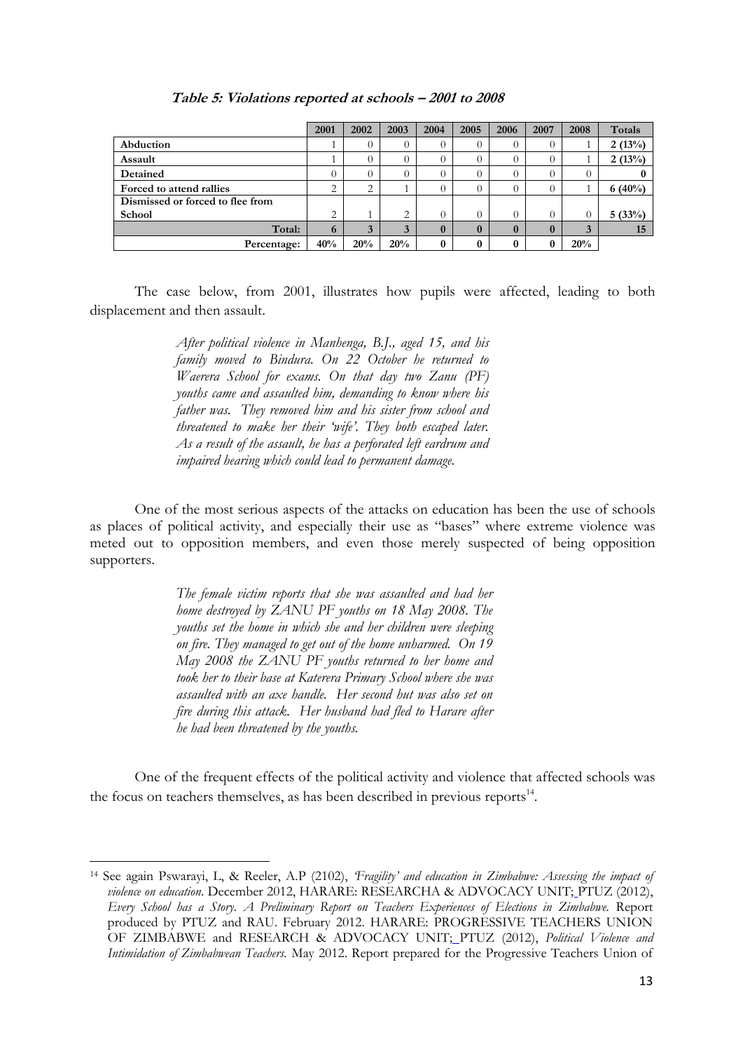**Table 5: Violations reported at schools – 2001 to 2008**

| | 2001 | 2002 | 2003 | 2004 | 2005 | 2006 | 2007 | 2008 | Totals |
|---|---|---|---|---|---|---|---|---|---|
| **Abduction** | 1 | 0 | 0 | 0 | 0 | 0 | 0 | 1 | **2 (13%)** |
| **Assault** | 1 | 0 | 0 | 0 | 0 | 0 | 0 | 1 | **2 (13%)** |
| **Detained** | 0 | 0 | 0 | 0 | 0 | 0 | 0 | 0 | **0** |
| **Forced to attend rallies** | 2 | 2 | 1 | 0 | 0 | 0 | 0 | 1 | **6 (40%)** |
| **Dismissed or forced to flee from School** | 2 | 1 | 2 | 0 | 0 | 0 | 0 | 0 | **5 (33%)** |
| **Total:** | **6** | **3** | **3** | **0** | **0** | **0** | **0** | **3** | **15** |
| **Percentage:** | **40%** | **20%** | **20%** | **0** | **0** | **0** | **0** | **20%** | |

The case below, from 2001, illustrates how pupils were affected, leading to both displacement and then assault.

> *After political violence in Manhenga, B.J., aged 15, and his family moved to Bindura. On 22 October he returned to Waerera School for exams. On that day two Zanu (PF) youths came and assaulted him, demanding to know where his father was. They removed him and his sister from school and threatened to make her their 'wife'. They both escaped later. As a result of the assault, he has a perforated left eardrum and impaired hearing which could lead to permanent damage.*

One of the most serious aspects of the attacks on education has been the use of schools as places of political activity, and especially their use as "bases" where extreme violence was meted out to opposition members, and even those merely suspected of being opposition supporters.

> *The female victim reports that she was assaulted and had her home destroyed by ZANU PF youths on 18 May 2008. The youths set the home in which she and her children were sleeping on fire. They managed to get out of the home unharmed. On 19 May 2008 the ZANU PF youths returned to her home and took her to their base at Katerera Primary School where she was assaulted with an axe handle. Her second hut was also set on fire during this attack. Her husband had fled to Harare after he had been threatened by the youths.*

One of the frequent effects of the political activity and violence that affected schools was the focus on teachers themselves, as has been described in previous reports[14].

---

[14] See again Pswarayi, L, & Reeler, A.P (2102), *'Fragility' and education in Zimbabwe: Assessing the impact of violence on education*. December 2012, HARARE: RESEARCHA & ADVOCACY UNIT; PTUZ (2012), *Every School has a Story. A Preliminary Report on Teachers Experiences of Elections in Zimbabwe.* Report produced by PTUZ and RAU. February 2012. HARARE: PROGRESSIVE TEACHERS UNION OF ZIMBABWE and RESEARCH & ADVOCACY UNIT; PTUZ (2012), *Political Violence and Intimidation of Zimbabwean Teachers.* May 2012. Report prepared for the Progressive Teachers Union of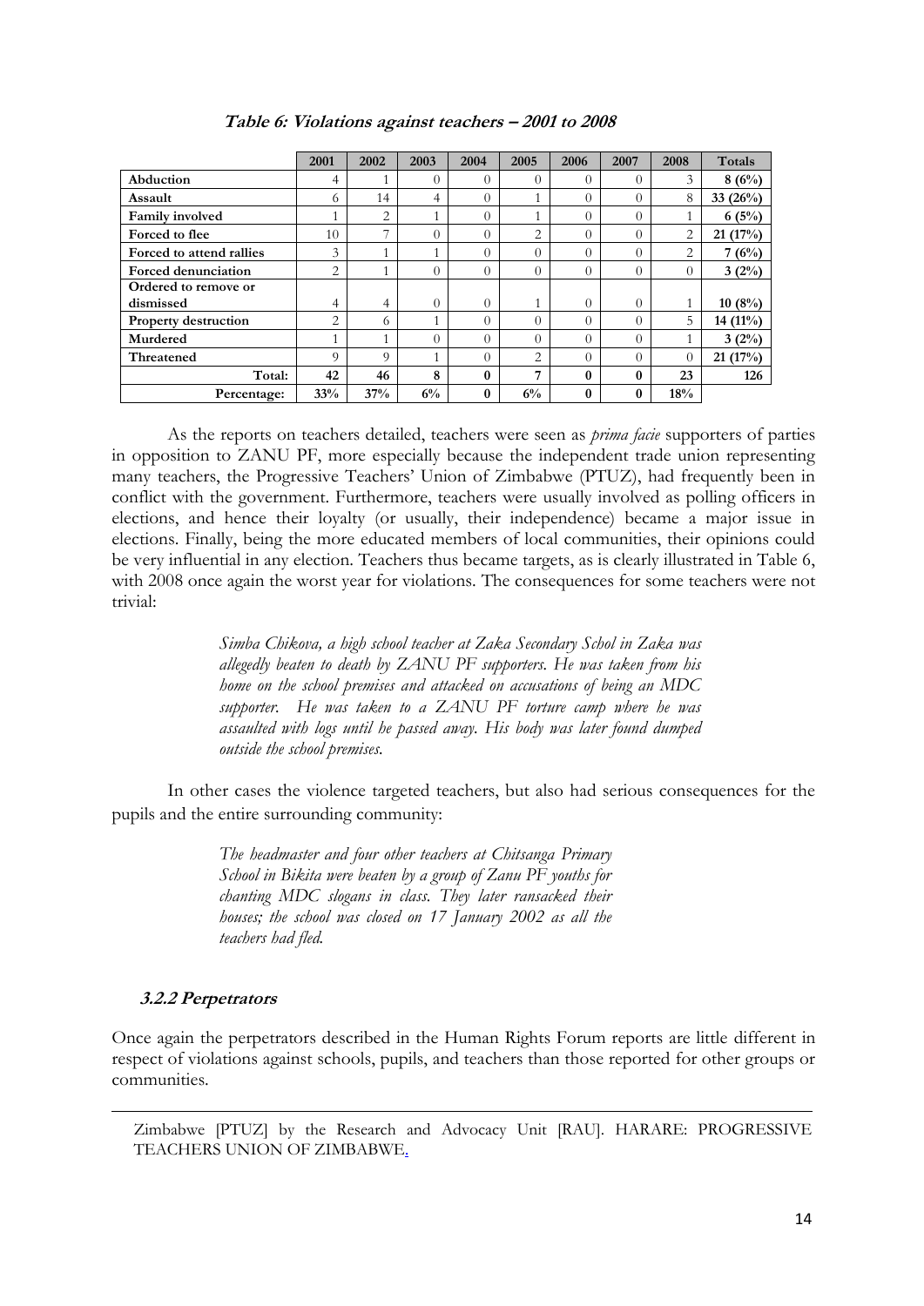**Table 6: Violations against teachers – 2001 to 2008**

| | 2001 | 2002 | 2003 | 2004 | 2005 | 2006 | 2007 | 2008 | Totals |
|---|---|---|---|---|---|---|---|---|---|
| **Abduction** | 4 | 1 | 0 | 0 | 0 | 0 | 0 | 3 | **8 (6%)** |
| **Assault** | 6 | 14 | 4 | 0 | 1 | 0 | 0 | 8 | **33 (26%)** |
| **Family involved** | 1 | 2 | 1 | 0 | 1 | 0 | 0 | 1 | **6 (5%)** |
| **Forced to flee** | 10 | 7 | 0 | 0 | 2 | 0 | 0 | 2 | **21 (17%)** |
| **Forced to attend rallies** | 3 | 1 | 1 | 0 | 0 | 0 | 0 | 2 | **7 (6%)** |
| **Forced denunciation** | 2 | 1 | 0 | 0 | 0 | 0 | 0 | 0 | **3 (2%)** |
| **Ordered to remove or dismissed** | 4 | 4 | 0 | 0 | 1 | 0 | 0 | 1 | **10 (8%)** |
| **Property destruction** | 2 | 6 | 1 | 0 | 0 | 0 | 0 | 5 | **14 (11%)** |
| **Murdered** | 1 | 1 | 0 | 0 | 0 | 0 | 0 | 1 | **3 (2%)** |
| **Threatened** | 9 | 9 | 1 | 0 | 2 | 0 | 0 | 0 | **21 (17%)** |
| **Total:** | **42** | **46** | **8** | **0** | **7** | **0** | **0** | **23** | **126** |
| **Percentage:** | **33%** | **37%** | **6%** | **0** | **6%** | **0** | **0** | **18%** | |

As the reports on teachers detailed, teachers were seen as *prima facie* supporters of parties in opposition to ZANU PF, more especially because the independent trade union representing many teachers, the Progressive Teachers' Union of Zimbabwe (PTUZ), had frequently been in conflict with the government. Furthermore, teachers were usually involved as polling officers in elections, and hence their loyalty (or usually, their independence) became a major issue in elections. Finally, being the more educated members of local communities, their opinions could be very influential in any election. Teachers thus became targets, as is clearly illustrated in Table 6, with 2008 once again the worst year for violations. The consequences for some teachers were not trivial:

> *Simba Chikova, a high school teacher at Zaka Secondary Schol in Zaka was allegedly beaten to death by ZANU PF supporters. He was taken from his home on the school premises and attacked on accusations of being an MDC supporter. He was taken to a ZANU PF torture camp where he was assaulted with logs until he passed away. His body was later found dumped outside the school premises.*

In other cases the violence targeted teachers, but also had serious consequences for the pupils and the entire surrounding community:

> *The headmaster and four other teachers at Chitsanga Primary School in Bikita were beaten by a group of Zanu PF youths for chanting MDC slogans in class. They later ransacked their houses; the school was closed on 17 January 2002 as all the teachers had fled.*

### 3.2.2 Perpetrators

Once again the perpetrators described in the Human Rights Forum reports are little different in respect of violations against schools, pupils, and teachers than those reported for other groups or communities.

---

Zimbabwe [PTUZ] by the Research and Advocacy Unit [RAU]. HARARE: PROGRESSIVE TEACHERS UNION OF ZIMBABWE.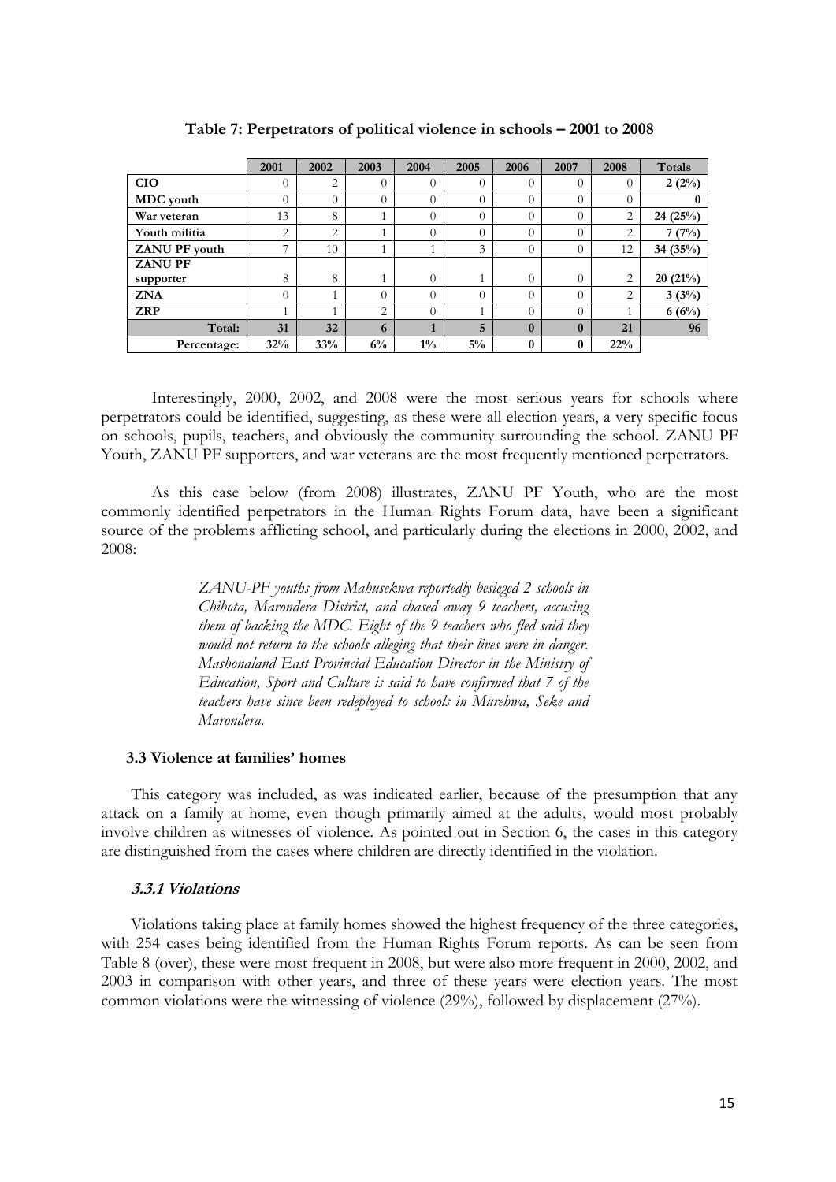**Table 7: Perpetrators of political violence in schools – 2001 to 2008**

| | 2001 | 2002 | 2003 | 2004 | 2005 | 2006 | 2007 | 2008 | Totals |
|---|---|---|---|---|---|---|---|---|---|
| **CIO** | 0 | 2 | 0 | 0 | 0 | 0 | 0 | 0 | **2 (2%)** |
| **MDC youth** | 0 | 0 | 0 | 0 | 0 | 0 | 0 | 0 | **0** |
| **War veteran** | 13 | 8 | 1 | 0 | 0 | 0 | 0 | 2 | **24 (25%)** |
| **Youth militia** | 2 | 2 | 1 | 0 | 0 | 0 | 0 | 2 | **7 (7%)** |
| **ZANU PF youth** | 7 | 10 | 1 | 1 | 3 | 0 | 0 | 12 | **34 (35%)** |
| **ZANU PF supporter** | 8 | 8 | 1 | 0 | 1 | 0 | 0 | 2 | **20 (21%)** |
| **ZNA** | 0 | 1 | 0 | 0 | 0 | 0 | 0 | 2 | **3 (3%)** |
| **ZRP** | 1 | 1 | 2 | 0 | 1 | 0 | 0 | 1 | **6 (6%)** |
| **Total:** | **31** | **32** | **6** | **1** | **5** | **0** | **0** | **21** | **96** |
| **Percentage:** | **32%** | **33%** | **6%** | **1%** | **5%** | **0** | **0** | **22%** | |

Interestingly, 2000, 2002, and 2008 were the most serious years for schools where perpetrators could be identified, suggesting, as these were all election years, a very specific focus on schools, pupils, teachers, and obviously the community surrounding the school. ZANU PF Youth, ZANU PF supporters, and war veterans are the most frequently mentioned perpetrators.

As this case below (from 2008) illustrates, ZANU PF Youth, who are the most commonly identified perpetrators in the Human Rights Forum data, have been a significant source of the problems afflicting school, and particularly during the elections in 2000, 2002, and 2008:

> *ZANU-PF youths from Mahusekwa reportedly besieged 2 schools in Chihota, Marondera District, and chased away 9 teachers, accusing them of backing the MDC. Eight of the 9 teachers who fled said they would not return to the schools alleging that their lives were in danger. Mashonaland East Provincial Education Director in the Ministry of Education, Sport and Culture is said to have confirmed that 7 of the teachers have since been redeployed to schools in Murehwa, Seke and Marondera.*

### 3.3 Violence at families' homes

This category was included, as was indicated earlier, because of the presumption that any attack on a family at home, even though primarily aimed at the adults, would most probably involve children as witnesses of violence. As pointed out in Section 6, the cases in this category are distinguished from the cases where children are directly identified in the violation.

#### *3.3.1 Violations*

Violations taking place at family homes showed the highest frequency of the three categories, with 254 cases being identified from the Human Rights Forum reports. As can be seen from Table 8 (over), these were most frequent in 2008, but were also more frequent in 2000, 2002, and 2003 in comparison with other years, and three of these years were election years. The most common violations were the witnessing of violence (29%), followed by displacement (27%).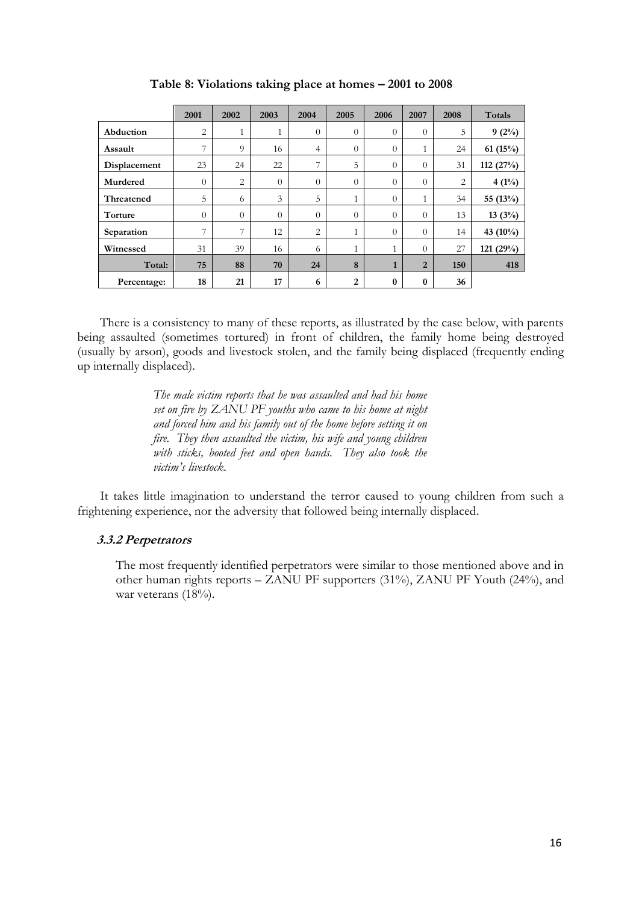**Table 8: Violations taking place at homes – 2001 to 2008**

| | 2001 | 2002 | 2003 | 2004 | 2005 | 2006 | 2007 | 2008 | Totals |
|---|---|---|---|---|---|---|---|---|---|
| **Abduction** | 2 | 1 | 1 | 0 | 0 | 0 | 0 | 5 | **9 (2%)** |
| **Assault** | 7 | 9 | 16 | 4 | 0 | 0 | 1 | 24 | **61 (15%)** |
| **Displacement** | 23 | 24 | 22 | 7 | 5 | 0 | 0 | 31 | **112 (27%)** |
| **Murdered** | 0 | 2 | 0 | 0 | 0 | 0 | 0 | 2 | **4 (1%)** |
| **Threatened** | 5 | 6 | 3 | 5 | 1 | 0 | 1 | 34 | **55 (13%)** |
| **Torture** | 0 | 0 | 0 | 0 | 0 | 0 | 0 | 13 | **13 (3%)** |
| **Separation** | 7 | 7 | 12 | 2 | 1 | 0 | 0 | 14 | **43 (10%)** |
| **Witnessed** | 31 | 39 | 16 | 6 | 1 | 1 | 0 | 27 | **121 (29%)** |
| **Total:** | **75** | **88** | **70** | **24** | **8** | **1** | **2** | **150** | **418** |
| **Percentage:** | **18** | **21** | **17** | **6** | **2** | **0** | **0** | **36** | |

There is a consistency to many of these reports, as illustrated by the case below, with parents being assaulted (sometimes tortured) in front of children, the family home being destroyed (usually by arson), goods and livestock stolen, and the family being displaced (frequently ending up internally displaced).

> *The male victim reports that he was assaulted and had his home set on fire by ZANU PF youths who came to his home at night and forced him and his family out of the home before setting it on fire. They then assaulted the victim, his wife and young children with sticks, booted feet and open hands. They also took the victim's livestock.*

It takes little imagination to understand the terror caused to young children from such a frightening experience, nor the adversity that followed being internally displaced.

### *3.3.2 Perpetrators*

The most frequently identified perpetrators were similar to those mentioned above and in other human rights reports – ZANU PF supporters (31%), ZANU PF Youth (24%), and war veterans (18%).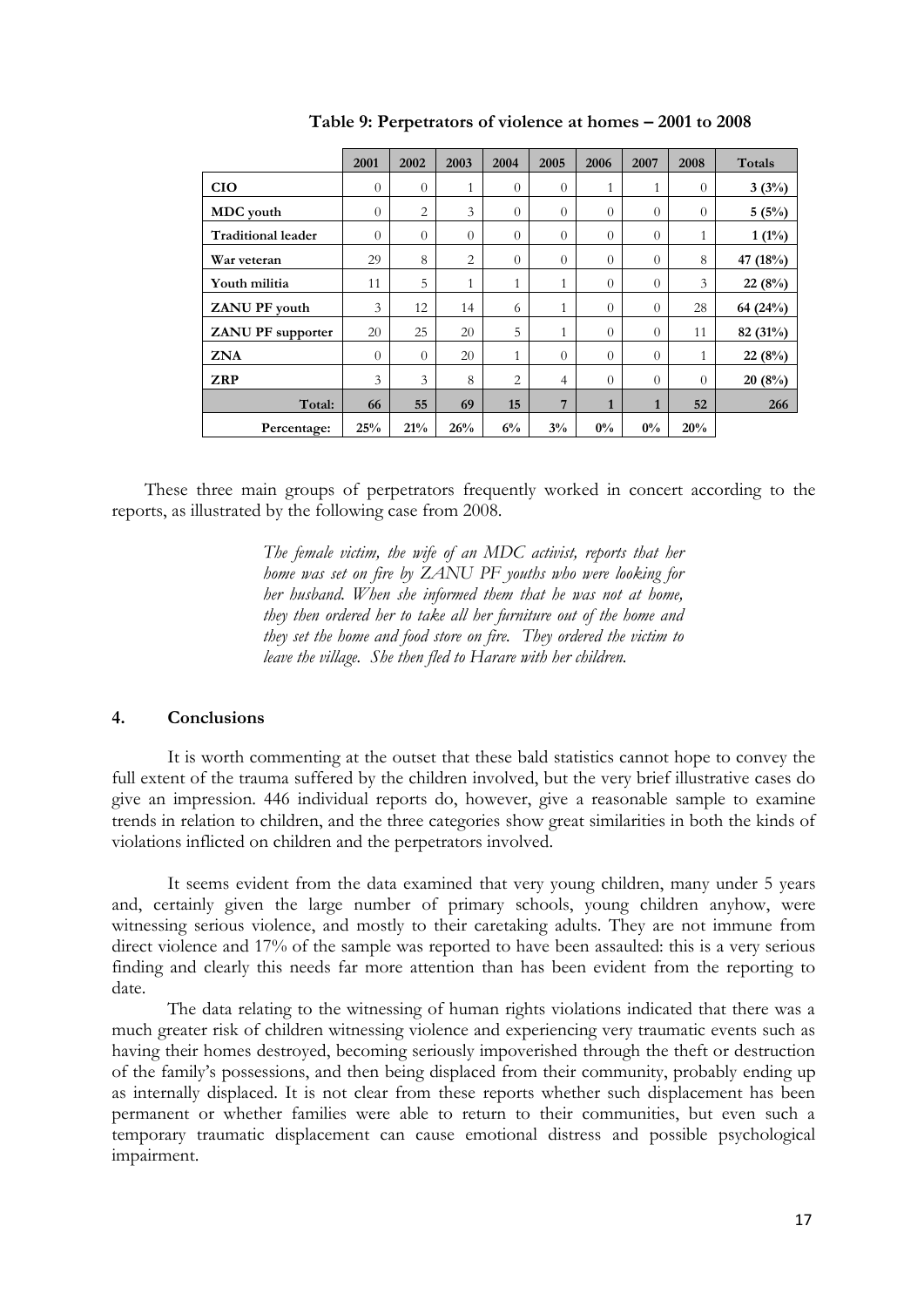**Table 9: Perpetrators of violence at homes – 2001 to 2008**

| | 2001 | 2002 | 2003 | 2004 | 2005 | 2006 | 2007 | 2008 | Totals |
|---|---|---|---|---|---|---|---|---|---|
| **CIO** | 0 | 0 | 1 | 0 | 0 | 1 | 1 | 0 | **3 (3%)** |
| **MDC youth** | 0 | 2 | 3 | 0 | 0 | 0 | 0 | 0 | **5 (5%)** |
| **Traditional leader** | 0 | 0 | 0 | 0 | 0 | 0 | 0 | 1 | **1 (1%)** |
| **War veteran** | 29 | 8 | 2 | 0 | 0 | 0 | 0 | 8 | **47 (18%)** |
| **Youth militia** | 11 | 5 | 1 | 1 | 1 | 0 | 0 | 3 | **22 (8%)** |
| **ZANU PF youth** | 3 | 12 | 14 | 6 | 1 | 0 | 0 | 28 | **64 (24%)** |
| **ZANU PF supporter** | 20 | 25 | 20 | 5 | 1 | 0 | 0 | 11 | **82 (31%)** |
| **ZNA** | 0 | 0 | 20 | 1 | 0 | 0 | 0 | 1 | **22 (8%)** |
| **ZRP** | 3 | 3 | 8 | 2 | 4 | 0 | 0 | 0 | **20 (8%)** |
| **Total:** | **66** | **55** | **69** | **15** | **7** | **1** | **1** | **52** | **266** |
| **Percentage:** | **25%** | **21%** | **26%** | **6%** | **3%** | **0%** | **0%** | **20%** | |

These three main groups of perpetrators frequently worked in concert according to the reports, as illustrated by the following case from 2008.

> *The female victim, the wife of an MDC activist, reports that her home was set on fire by ZANU PF youths who were looking for her husband. When she informed them that he was not at home, they then ordered her to take all her furniture out of the home and they set the home and food store on fire. They ordered the victim to leave the village. She then fled to Harare with her children.*

## 4. Conclusions

It is worth commenting at the outset that these bald statistics cannot hope to convey the full extent of the trauma suffered by the children involved, but the very brief illustrative cases do give an impression. 446 individual reports do, however, give a reasonable sample to examine trends in relation to children, and the three categories show great similarities in both the kinds of violations inflicted on children and the perpetrators involved.

It seems evident from the data examined that very young children, many under 5 years and, certainly given the large number of primary schools, young children anyhow, were witnessing serious violence, and mostly to their caretaking adults. They are not immune from direct violence and 17% of the sample was reported to have been assaulted: this is a very serious finding and clearly this needs far more attention than has been evident from the reporting to date.

The data relating to the witnessing of human rights violations indicated that there was a much greater risk of children witnessing violence and experiencing very traumatic events such as having their homes destroyed, becoming seriously impoverished through the theft or destruction of the family's possessions, and then being displaced from their community, probably ending up as internally displaced. It is not clear from these reports whether such displacement has been permanent or whether families were able to return to their communities, but even such a temporary traumatic displacement can cause emotional distress and possible psychological impairment.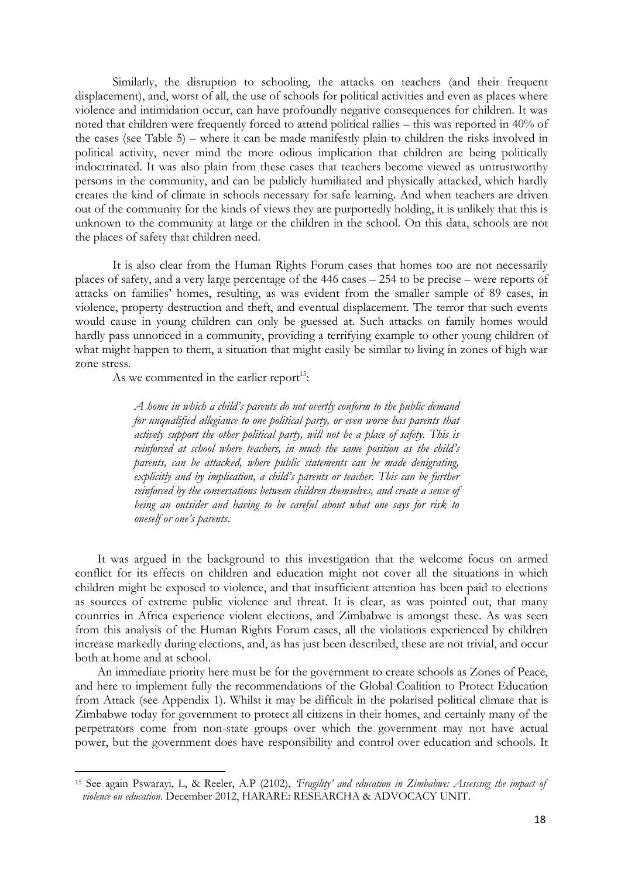Similarly, the disruption to schooling, the attacks on teachers (and their frequent displacement), and, worst of all, the use of schools for political activities and even as places where violence and intimidation occur, can have profoundly negative consequences for children. It was noted that children were frequently forced to attend political rallies – this was reported in 40% of the cases (see Table 5) – where it can be made manifestly plain to children the risks involved in political activity, never mind the more odious implication that children are being politically indoctrinated. It was also plain from these cases that teachers become viewed as untrustworthy persons in the community, and can be publicly humiliated and physically attacked, which hardly creates the kind of climate in schools necessary for safe learning. And when teachers are driven out of the community for the kinds of views they are purportedly holding, it is unlikely that this is unknown to the community at large or the children in the school. On this data, schools are not the places of safety that children need.

It is also clear from the Human Rights Forum cases that homes too are not necessarily places of safety, and a very large percentage of the 446 cases – 254 to be precise – were reports of attacks on families' homes, resulting, as was evident from the smaller sample of 89 cases, in violence, property destruction and theft, and eventual displacement. The terror that such events would cause in young children can only be guessed at. Such attacks on family homes would hardly pass unnoticed in a community, providing a terrifying example to other young children of what might happen to them, a situation that might easily be similar to living in zones of high war zone stress.

As we commented in the earlier report[15]:

> *A home in which a child's parents do not overtly conform to the public demand for unqualified allegiance to one political party, or even worse has parents that actively support the other political party, will not be a place of safety. This is reinforced at school where teachers, in much the same position as the child's parents, can be attacked, where public statements can be made denigrating, explicitly and by implication, a child's parents or teacher. This can be further reinforced by the conversations between children themselves, and create a sense of being an outsider and having to be careful about what one says for risk to oneself or one's parents.*

It was argued in the background to this investigation that the welcome focus on armed conflict for its effects on children and education might not cover all the situations in which children might be exposed to violence, and that insufficient attention has been paid to elections as sources of extreme public violence and threat. It is clear, as was pointed out, that many countries in Africa experience violent elections, and Zimbabwe is amongst these. As was seen from this analysis of the Human Rights Forum cases, all the violations experienced by children increase markedly during elections, and, as has just been described, these are not trivial, and occur both at home and at school.

An immediate priority here must be for the government to create schools as Zones of Peace, and here to implement fully the recommendations of the Global Coalition to Protect Education from Attack (see Appendix 1). Whilst it may be difficult in the polarised political climate that is Zimbabwe today for government to protect all citizens in their homes, and certainly many of the perpetrators come from non-state groups over which the government may not have actual power, but the government does have responsibility and control over education and schools. It

---

[15] See again Pswarayi, L, & Reeler, A.P (2102), *'Fragility' and education in Zimbabwe: Assessing the impact of violence on education*. December 2012, HARARE: RESEARCHA & ADVOCACY UNIT.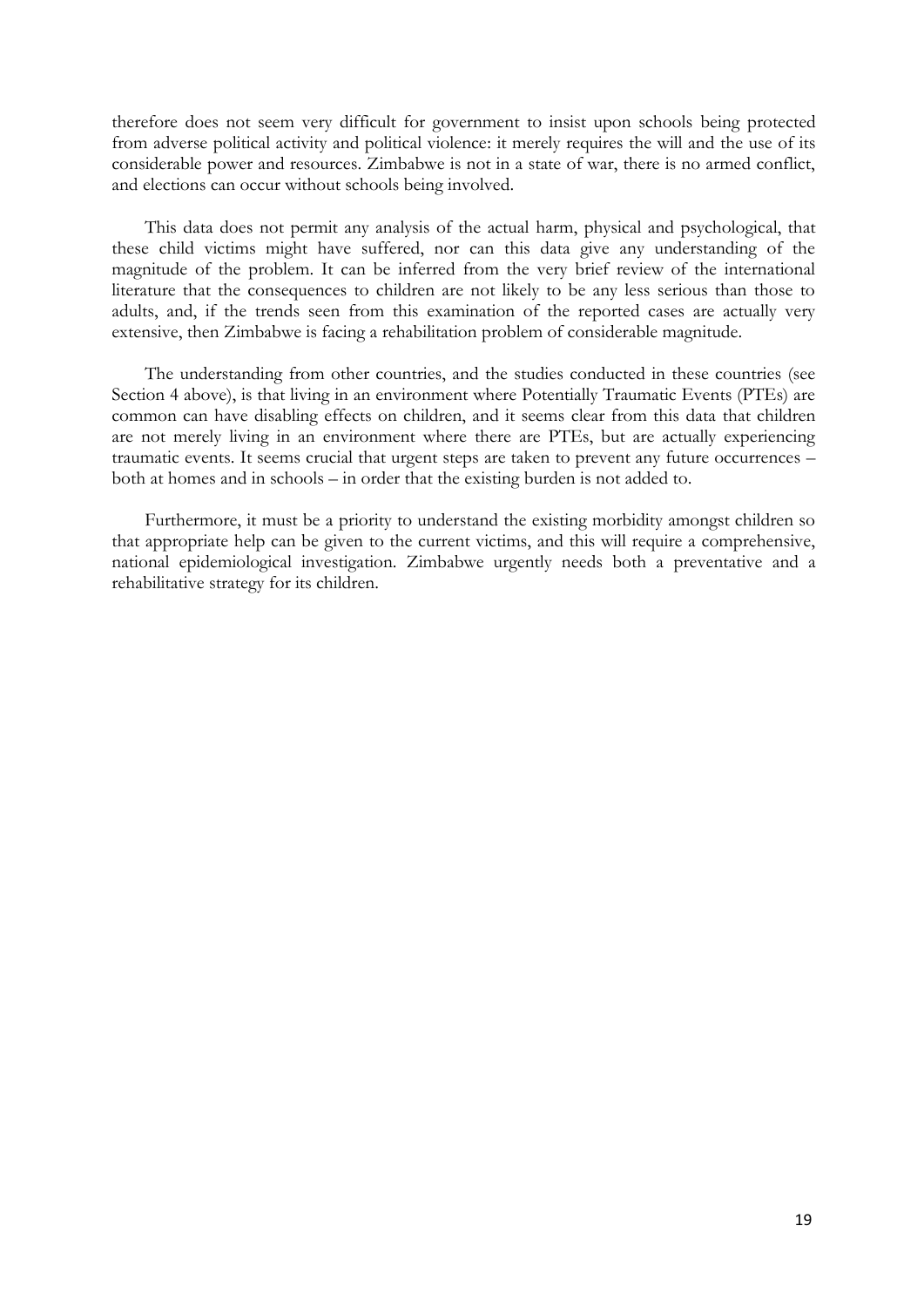therefore does not seem very difficult for government to insist upon schools being protected from adverse political activity and political violence: it merely requires the will and the use of its considerable power and resources. Zimbabwe is not in a state of war, there is no armed conflict, and elections can occur without schools being involved.

This data does not permit any analysis of the actual harm, physical and psychological, that these child victims might have suffered, nor can this data give any understanding of the magnitude of the problem. It can be inferred from the very brief review of the international literature that the consequences to children are not likely to be any less serious than those to adults, and, if the trends seen from this examination of the reported cases are actually very extensive, then Zimbabwe is facing a rehabilitation problem of considerable magnitude.

The understanding from other countries, and the studies conducted in these countries (see Section 4 above), is that living in an environment where Potentially Traumatic Events (PTEs) are common can have disabling effects on children, and it seems clear from this data that children are not merely living in an environment where there are PTEs, but are actually experiencing traumatic events. It seems crucial that urgent steps are taken to prevent any future occurrences – both at homes and in schools – in order that the existing burden is not added to.

Furthermore, it must be a priority to understand the existing morbidity amongst children so that appropriate help can be given to the current victims, and this will require a comprehensive, national epidemiological investigation. Zimbabwe urgently needs both a preventative and a rehabilitative strategy for its children.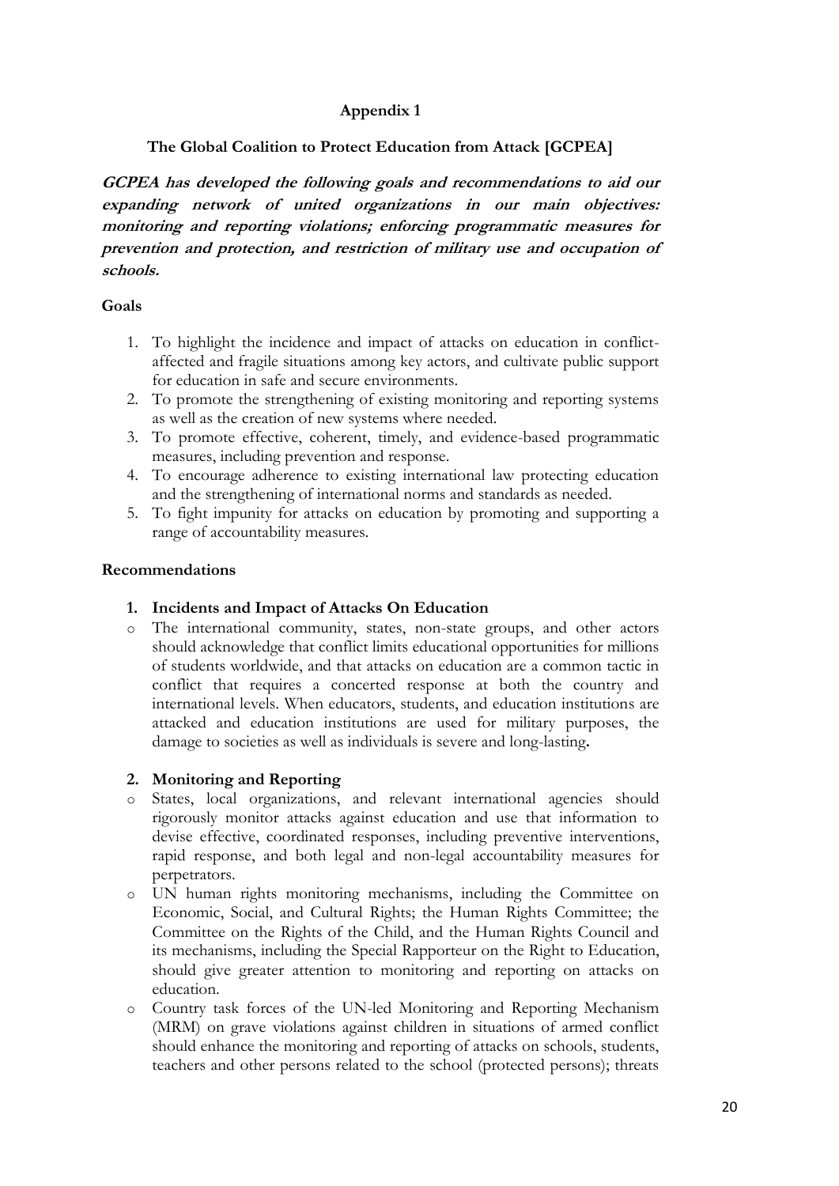## Appendix 1

### The Global Coalition to Protect Education from Attack [GCPEA]

***GCPEA has developed the following goals and recommendations to aid our expanding network of united organizations in our main objectives: monitoring and reporting violations; enforcing programmatic measures for prevention and protection, and restriction of military use and occupation of schools.***

**Goals**

1. To highlight the incidence and impact of attacks on education in conflict-affected and fragile situations among key actors, and cultivate public support for education in safe and secure environments.
2. To promote the strengthening of existing monitoring and reporting systems as well as the creation of new systems where needed.
3. To promote effective, coherent, timely, and evidence-based programmatic measures, including prevention and response.
4. To encourage adherence to existing international law protecting education and the strengthening of international norms and standards as needed.
5. To fight impunity for attacks on education by promoting and supporting a range of accountability measures.

**Recommendations**

1. **Incidents and Impact of Attacks On Education**

- The international community, states, non-state groups, and other actors should acknowledge that conflict limits educational opportunities for millions of students worldwide, and that attacks on education are a common tactic in conflict that requires a concerted response at both the country and international levels. When educators, students, and education institutions are attacked and education institutions are used for military purposes, the damage to societies as well as individuals is severe and long-lasting.

2. **Monitoring and Reporting**

- States, local organizations, and relevant international agencies should rigorously monitor attacks against education and use that information to devise effective, coordinated responses, including preventive interventions, rapid response, and both legal and non-legal accountability measures for perpetrators.
- UN human rights monitoring mechanisms, including the Committee on Economic, Social, and Cultural Rights; the Human Rights Committee; the Committee on the Rights of the Child, and the Human Rights Council and its mechanisms, including the Special Rapporteur on the Right to Education, should give greater attention to monitoring and reporting on attacks on education.
- Country task forces of the UN-led Monitoring and Reporting Mechanism (MRM) on grave violations against children in situations of armed conflict should enhance the monitoring and reporting of attacks on schools, students, teachers and other persons related to the school (protected persons); threats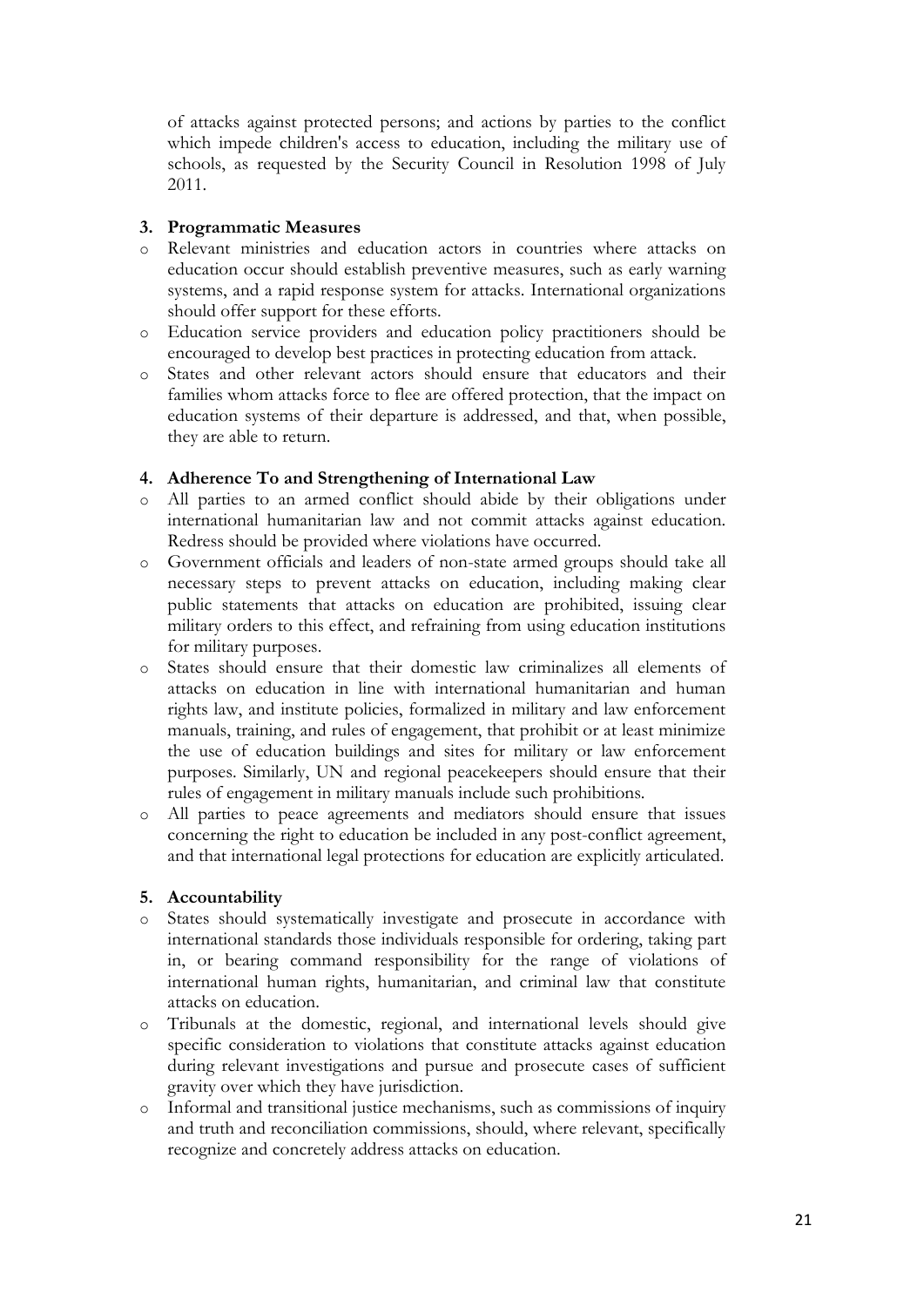of attacks against protected persons; and actions by parties to the conflict which impede children's access to education, including the military use of schools, as requested by the Security Council in Resolution 1998 of July 2011.

**3. Programmatic Measures**

- Relevant ministries and education actors in countries where attacks on education occur should establish preventive measures, such as early warning systems, and a rapid response system for attacks. International organizations should offer support for these efforts.
- Education service providers and education policy practitioners should be encouraged to develop best practices in protecting education from attack.
- States and other relevant actors should ensure that educators and their families whom attacks force to flee are offered protection, that the impact on education systems of their departure is addressed, and that, when possible, they are able to return.

**4. Adherence To and Strengthening of International Law**

- All parties to an armed conflict should abide by their obligations under international humanitarian law and not commit attacks against education. Redress should be provided where violations have occurred.
- Government officials and leaders of non-state armed groups should take all necessary steps to prevent attacks on education, including making clear public statements that attacks on education are prohibited, issuing clear military orders to this effect, and refraining from using education institutions for military purposes.
- States should ensure that their domestic law criminalizes all elements of attacks on education in line with international humanitarian and human rights law, and institute policies, formalized in military and law enforcement manuals, training, and rules of engagement, that prohibit or at least minimize the use of education buildings and sites for military or law enforcement purposes. Similarly, UN and regional peacekeepers should ensure that their rules of engagement in military manuals include such prohibitions.
- All parties to peace agreements and mediators should ensure that issues concerning the right to education be included in any post-conflict agreement, and that international legal protections for education are explicitly articulated.

**5. Accountability**

- States should systematically investigate and prosecute in accordance with international standards those individuals responsible for ordering, taking part in, or bearing command responsibility for the range of violations of international human rights, humanitarian, and criminal law that constitute attacks on education.
- Tribunals at the domestic, regional, and international levels should give specific consideration to violations that constitute attacks against education during relevant investigations and pursue and prosecute cases of sufficient gravity over which they have jurisdiction.
- Informal and transitional justice mechanisms, such as commissions of inquiry and truth and reconciliation commissions, should, where relevant, specifically recognize and concretely address attacks on education.